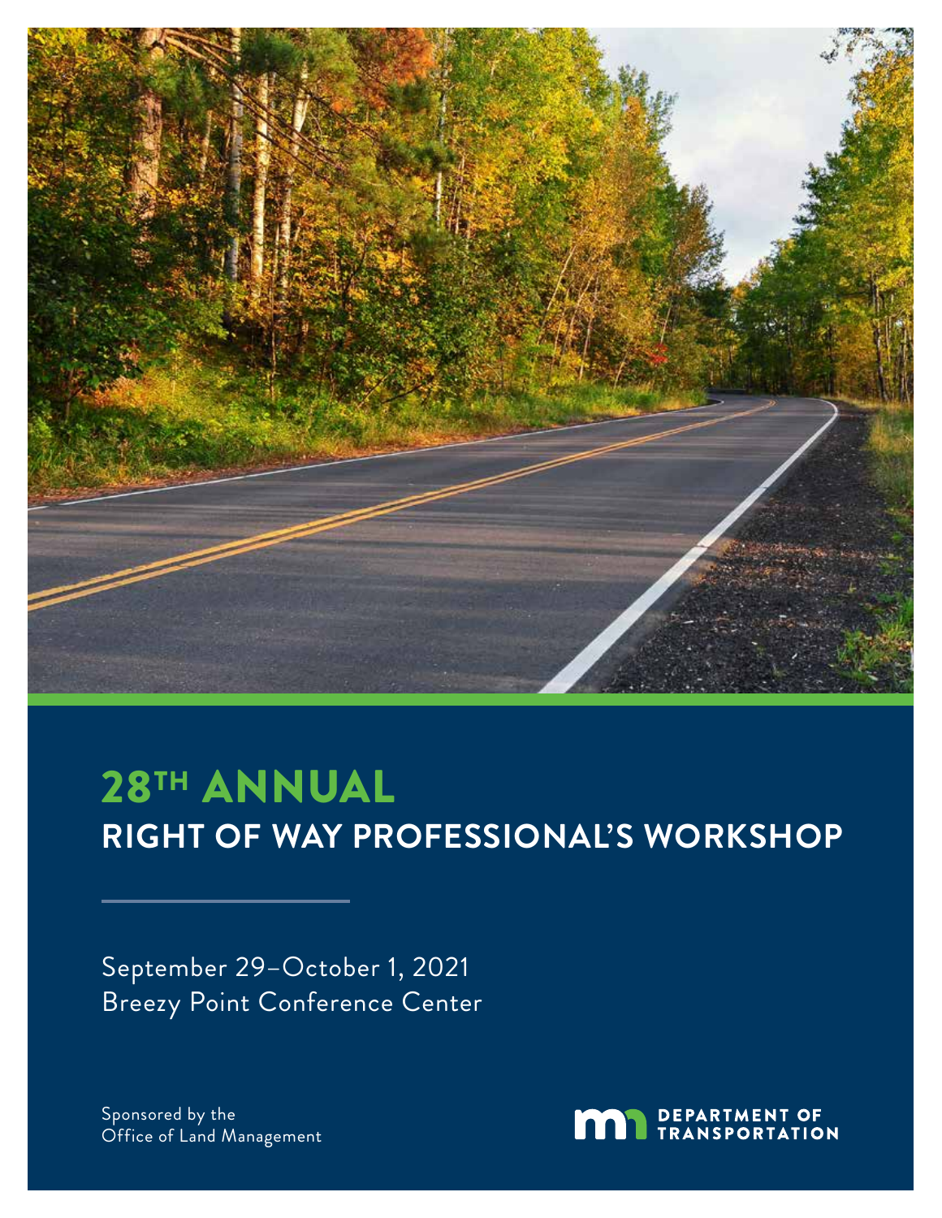# 28TH ANNUAL

## RIGHT OF WAY PROFESSIONAL'S WORKSHOP

September 29–October 1, 2021
Breezy Point Conference Center

Sponsored by the
Office of Land Management

DEPARTMENT OF TRANSPORTATION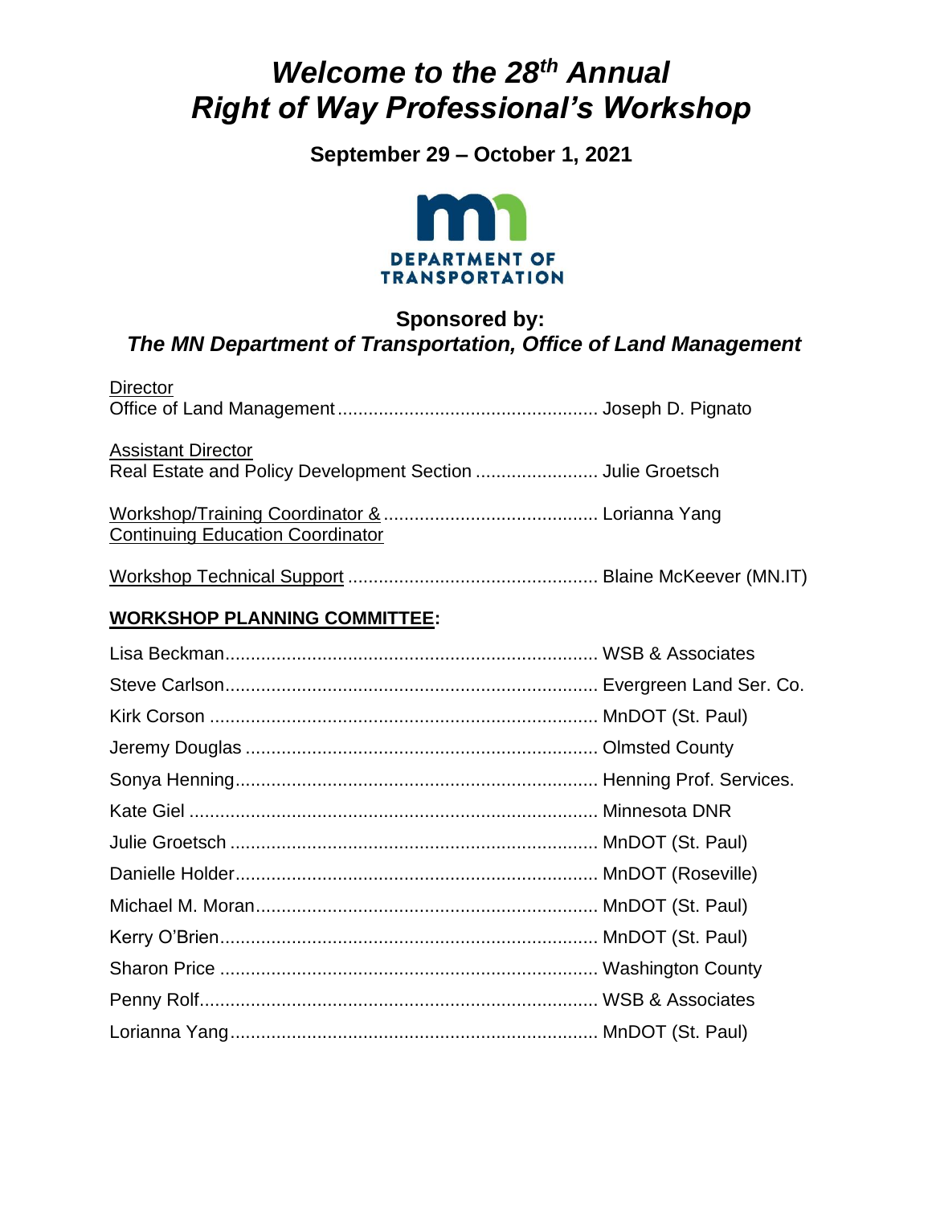# *Welcome to the 28th Annual Right of Way Professional's Workshop*

**September 29 – October 1, 2021**

DEPARTMENT OF TRANSPORTATION

## Sponsored by:
### *The MN Department of Transportation, Office of Land Management*

Director
Office of Land Management .................................................. Joseph D. Pignato

Assistant Director
Real Estate and Policy Development Section ........................ Julie Groetsch

Workshop/Training Coordinator & .......................................... Lorianna Yang
Continuing Education Coordinator

Workshop Technical Support ................................................ Blaine McKeever (MN.IT)

**WORKSHOP PLANNING COMMITTEE:**

Lisa Beckman........................................................................ WSB & Associates
Steve Carlson........................................................................ Evergreen Land Ser. Co.
Kirk Corson ........................................................................... MnDOT (St. Paul)
Jeremy Douglas ..................................................................... Olmsted County
Sonya Henning....................................................................... Henning Prof. Services.
Kate Giel ................................................................................ Minnesota DNR
Julie Groetsch ....................................................................... MnDOT (St. Paul)
Danielle Holder...................................................................... MnDOT (Roseville)
Michael M. Moran.................................................................. MnDOT (St. Paul)
Kerry O'Brien......................................................................... MnDOT (St. Paul)
Sharon Price ......................................................................... Washington County
Penny Rolf.............................................................................. WSB & Associates
Lorianna Yang........................................................................ MnDOT (St. Paul)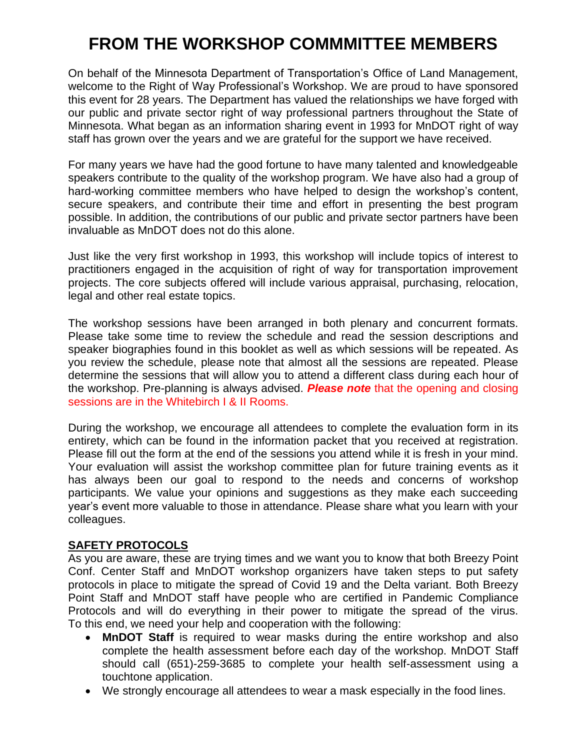# FROM THE WORKSHOP COMMMITTEE MEMBERS

On behalf of the Minnesota Department of Transportation's Office of Land Management, welcome to the Right of Way Professional's Workshop. We are proud to have sponsored this event for 28 years. The Department has valued the relationships we have forged with our public and private sector right of way professional partners throughout the State of Minnesota. What began as an information sharing event in 1993 for MnDOT right of way staff has grown over the years and we are grateful for the support we have received.

For many years we have had the good fortune to have many talented and knowledgeable speakers contribute to the quality of the workshop program. We have also had a group of hard-working committee members who have helped to design the workshop's content, secure speakers, and contribute their time and effort in presenting the best program possible. In addition, the contributions of our public and private sector partners have been invaluable as MnDOT does not do this alone.

Just like the very first workshop in 1993, this workshop will include topics of interest to practitioners engaged in the acquisition of right of way for transportation improvement projects. The core subjects offered will include various appraisal, purchasing, relocation, legal and other real estate topics.

The workshop sessions have been arranged in both plenary and concurrent formats. Please take some time to review the schedule and read the session descriptions and speaker biographies found in this booklet as well as which sessions will be repeated. As you review the schedule, please note that almost all the sessions are repeated. Please determine the sessions that will allow you to attend a different class during each hour of the workshop. Pre-planning is always advised. ***Please note*** that the opening and closing sessions are in the Whitebirch I & II Rooms.

During the workshop, we encourage all attendees to complete the evaluation form in its entirety, which can be found in the information packet that you received at registration. Please fill out the form at the end of the sessions you attend while it is fresh in your mind. Your evaluation will assist the workshop committee plan for future training events as it has always been our goal to respond to the needs and concerns of workshop participants. We value your opinions and suggestions as they make each succeeding year's event more valuable to those in attendance. Please share what you learn with your colleagues.

**SAFETY PROTOCOLS**

As you are aware, these are trying times and we want you to know that both Breezy Point Conf. Center Staff and MnDOT workshop organizers have taken steps to put safety protocols in place to mitigate the spread of Covid 19 and the Delta variant. Both Breezy Point Staff and MnDOT staff have people who are certified in Pandemic Compliance Protocols and will do everything in their power to mitigate the spread of the virus. To this end, we need your help and cooperation with the following:

- **MnDOT Staff** is required to wear masks during the entire workshop and also complete the health assessment before each day of the workshop. MnDOT Staff should call (651)-259-3685 to complete your health self-assessment using a touchtone application.
- We strongly encourage all attendees to wear a mask especially in the food lines.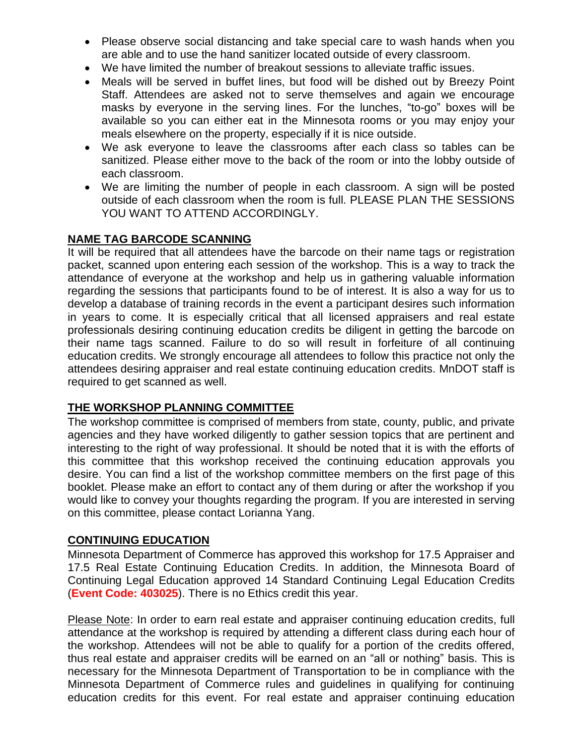- Please observe social distancing and take special care to wash hands when you are able and to use the hand sanitizer located outside of every classroom.
- We have limited the number of breakout sessions to alleviate traffic issues.
- Meals will be served in buffet lines, but food will be dished out by Breezy Point Staff. Attendees are asked not to serve themselves and again we encourage masks by everyone in the serving lines. For the lunches, "to-go" boxes will be available so you can either eat in the Minnesota rooms or you may enjoy your meals elsewhere on the property, especially if it is nice outside.
- We ask everyone to leave the classrooms after each class so tables can be sanitized. Please either move to the back of the room or into the lobby outside of each classroom.
- We are limiting the number of people in each classroom. A sign will be posted outside of each classroom when the room is full. PLEASE PLAN THE SESSIONS YOU WANT TO ATTEND ACCORDINGLY.

## NAME TAG BARCODE SCANNING

It will be required that all attendees have the barcode on their name tags or registration packet, scanned upon entering each session of the workshop. This is a way to track the attendance of everyone at the workshop and help us in gathering valuable information regarding the sessions that participants found to be of interest. It is also a way for us to develop a database of training records in the event a participant desires such information in years to come. It is especially critical that all licensed appraisers and real estate professionals desiring continuing education credits be diligent in getting the barcode on their name tags scanned. Failure to do so will result in forfeiture of all continuing education credits. We strongly encourage all attendees to follow this practice not only the attendees desiring appraiser and real estate continuing education credits. MnDOT staff is required to get scanned as well.

## THE WORKSHOP PLANNING COMMITTEE

The workshop committee is comprised of members from state, county, public, and private agencies and they have worked diligently to gather session topics that are pertinent and interesting to the right of way professional. It should be noted that it is with the efforts of this committee that this workshop received the continuing education approvals you desire. You can find a list of the workshop committee members on the first page of this booklet. Please make an effort to contact any of them during or after the workshop if you would like to convey your thoughts regarding the program. If you are interested in serving on this committee, please contact Lorianna Yang.

## CONTINUING EDUCATION

Minnesota Department of Commerce has approved this workshop for 17.5 Appraiser and 17.5 Real Estate Continuing Education Credits. In addition, the Minnesota Board of Continuing Legal Education approved 14 Standard Continuing Legal Education Credits (**Event Code: 403025**). There is no Ethics credit this year.

Please Note: In order to earn real estate and appraiser continuing education credits, full attendance at the workshop is required by attending a different class during each hour of the workshop. Attendees will not be able to qualify for a portion of the credits offered, thus real estate and appraiser credits will be earned on an "all or nothing" basis. This is necessary for the Minnesota Department of Transportation to be in compliance with the Minnesota Department of Commerce rules and guidelines in qualifying for continuing education credits for this event. For real estate and appraiser continuing education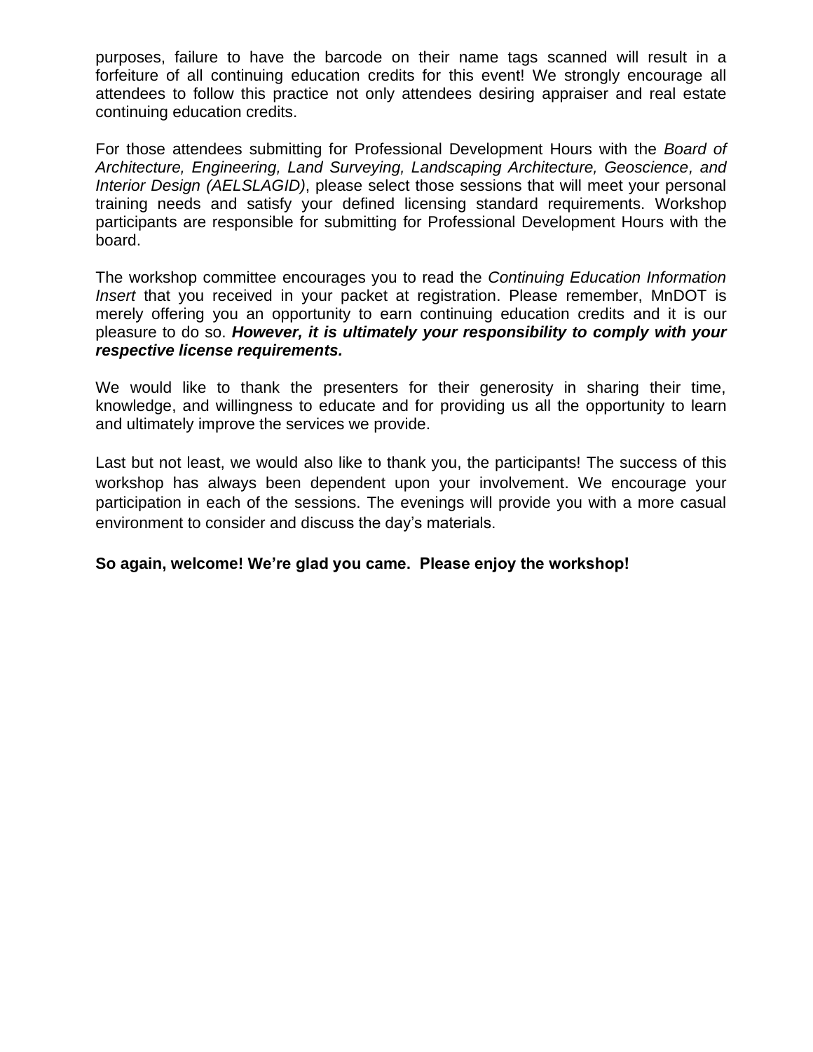purposes, failure to have the barcode on their name tags scanned will result in a forfeiture of all continuing education credits for this event! We strongly encourage all attendees to follow this practice not only attendees desiring appraiser and real estate continuing education credits.

For those attendees submitting for Professional Development Hours with the *Board of Architecture, Engineering, Land Surveying, Landscaping Architecture, Geoscience, and Interior Design (AELSLAGID)*, please select those sessions that will meet your personal training needs and satisfy your defined licensing standard requirements. Workshop participants are responsible for submitting for Professional Development Hours with the board.

The workshop committee encourages you to read the *Continuing Education Information Insert* that you received in your packet at registration. Please remember, MnDOT is merely offering you an opportunity to earn continuing education credits and it is our pleasure to do so. ***However, it is ultimately your responsibility to comply with your respective license requirements.***

We would like to thank the presenters for their generosity in sharing their time, knowledge, and willingness to educate and for providing us all the opportunity to learn and ultimately improve the services we provide.

Last but not least, we would also like to thank you, the participants! The success of this workshop has always been dependent upon your involvement. We encourage your participation in each of the sessions. The evenings will provide you with a more casual environment to consider and discuss the day's materials.

**So again, welcome! We're glad you came. Please enjoy the workshop!**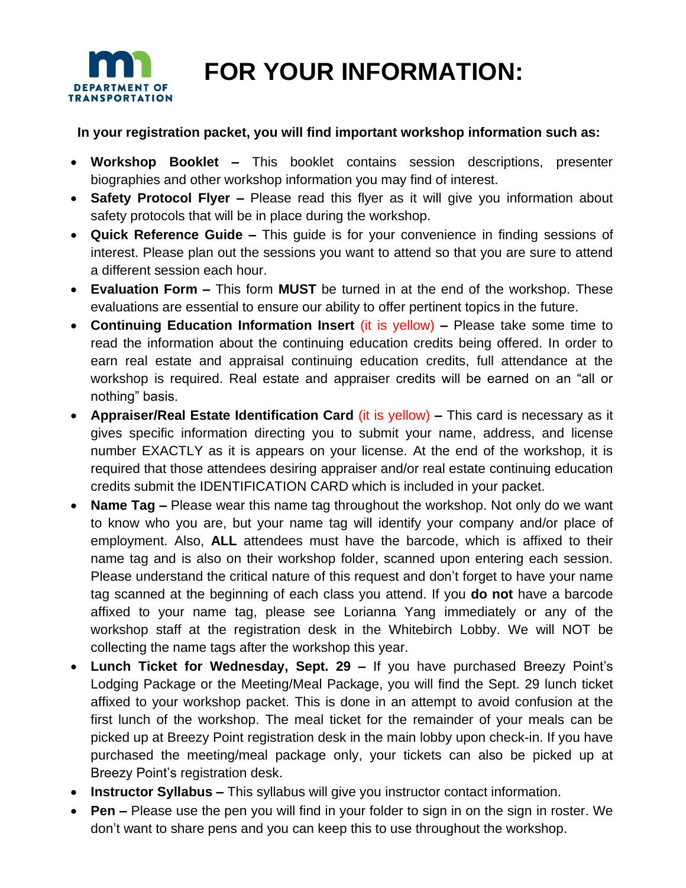# FOR YOUR INFORMATION:

**In your registration packet, you will find important workshop information such as:**

- **Workshop Booklet –** This booklet contains session descriptions, presenter biographies and other workshop information you may find of interest.
- **Safety Protocol Flyer –** Please read this flyer as it will give you information about safety protocols that will be in place during the workshop.
- **Quick Reference Guide –** This guide is for your convenience in finding sessions of interest. Please plan out the sessions you want to attend so that you are sure to attend a different session each hour.
- **Evaluation Form –** This form **MUST** be turned in at the end of the workshop. These evaluations are essential to ensure our ability to offer pertinent topics in the future.
- **Continuing Education Information Insert** (it is yellow) **–** Please take some time to read the information about the continuing education credits being offered. In order to earn real estate and appraisal continuing education credits, full attendance at the workshop is required. Real estate and appraiser credits will be earned on an "all or nothing" basis.
- **Appraiser/Real Estate Identification Card** (it is yellow) **–** This card is necessary as it gives specific information directing you to submit your name, address, and license number EXACTLY as it is appears on your license. At the end of the workshop, it is required that those attendees desiring appraiser and/or real estate continuing education credits submit the IDENTIFICATION CARD which is included in your packet.
- **Name Tag –** Please wear this name tag throughout the workshop. Not only do we want to know who you are, but your name tag will identify your company and/or place of employment. Also, **ALL** attendees must have the barcode, which is affixed to their name tag and is also on their workshop folder, scanned upon entering each session. Please understand the critical nature of this request and don't forget to have your name tag scanned at the beginning of each class you attend. If you **do not** have a barcode affixed to your name tag, please see Lorianna Yang immediately or any of the workshop staff at the registration desk in the Whitebirch Lobby. We will NOT be collecting the name tags after the workshop this year.
- **Lunch Ticket for Wednesday, Sept. 29 –** If you have purchased Breezy Point's Lodging Package or the Meeting/Meal Package, you will find the Sept. 29 lunch ticket affixed to your workshop packet. This is done in an attempt to avoid confusion at the first lunch of the workshop. The meal ticket for the remainder of your meals can be picked up at Breezy Point registration desk in the main lobby upon check-in. If you have purchased the meeting/meal package only, your tickets can also be picked up at Breezy Point's registration desk.
- **Instructor Syllabus –** This syllabus will give you instructor contact information.
- **Pen –** Please use the pen you will find in your folder to sign in on the sign in roster. We don't want to share pens and you can keep this to use throughout the workshop.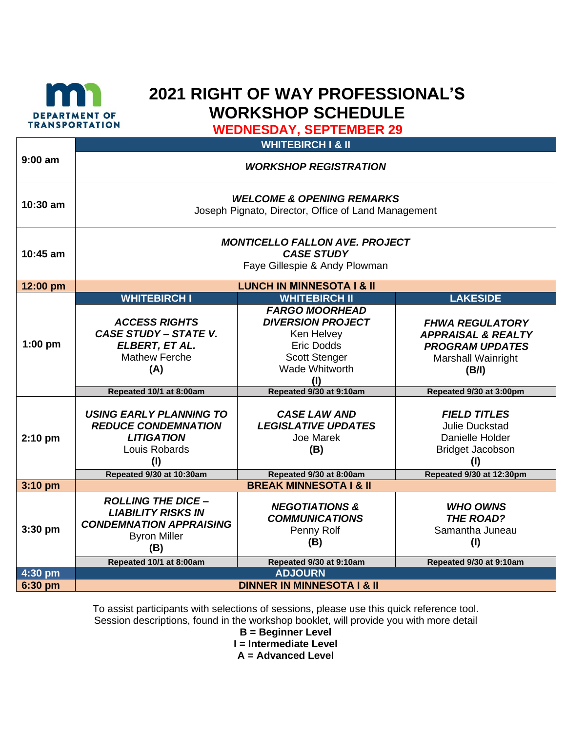DEPARTMENT OF TRANSPORTATION

# 2021 RIGHT OF WAY PROFESSIONAL'S WORKSHOP SCHEDULE

## WEDNESDAY, SEPTEMBER 29

| Time | WHITEBIRCH I | WHITEBIRCH II | LAKESIDE |
|---|---|---|---|
| | **WHITEBIRCH I & II** | | |
| 9:00 am | ***WORKSHOP REGISTRATION*** | | |
| 10:30 am | ***WELCOME & OPENING REMARKS*** Joseph Pignato, Director, Office of Land Management | | |
| 10:45 am | ***MONTICELLO FALLON AVE. PROJECT CASE STUDY*** Faye Gillespie & Andy Plowman | | |
| 12:00 pm | **LUNCH IN MINNESOTA I & II** | | |
| | **WHITEBIRCH I** | **WHITEBIRCH II** | **LAKESIDE** |
| 1:00 pm | ***ACCESS RIGHTS CASE STUDY – STATE V. ELBERT, ET AL.*** Mathew Ferche **(A)** | ***FARGO MOORHEAD DIVERSION PROJECT*** Ken Helvey, Eric Dodds, Scott Stenger, Wade Whitworth **(I)** | ***FHWA REGULATORY APPRAISAL & REALTY PROGRAM UPDATES*** Marshall Wainright **(B/I)** |
| | **Repeated 10/1 at 8:00am** | **Repeated 9/30 at 9:10am** | **Repeated 9/30 at 3:00pm** |
| 2:10 pm | ***USING EARLY PLANNING TO REDUCE CONDEMNATION LITIGATION*** Louis Robards **(I)** | ***CASE LAW AND LEGISLATIVE UPDATES*** Joe Marek **(B)** | ***FIELD TITLES*** Julie Duckstad, Danielle Holder, Bridget Jacobson **(I)** |
| | **Repeated 9/30 at 10:30am** | **Repeated 9/30 at 8:00am** | **Repeated 9/30 at 12:30pm** |
| 3:10 pm | **BREAK MINNESOTA I & II** | | |
| 3:30 pm | ***ROLLING THE DICE – LIABILITY RISKS IN CONDEMNATION APPRAISING*** Byron Miller **(B)** | ***NEGOTIATIONS & COMMUNICATIONS*** Penny Rolf **(B)** | ***WHO OWNS THE ROAD?*** Samantha Juneau **(I)** |
| | **Repeated 10/1 at 8:00am** | **Repeated 9/30 at 9:10am** | **Repeated 9/30 at 9:10am** |
| 4:30 pm | **ADJOURN** | | |
| 6:30 pm | **DINNER IN MINNESOTA I & II** | | |

To assist participants with selections of sessions, please use this quick reference tool.
Session descriptions, found in the workshop booklet, will provide you with more detail

**B = Beginner Level**
**I = Intermediate Level**
**A = Advanced Level**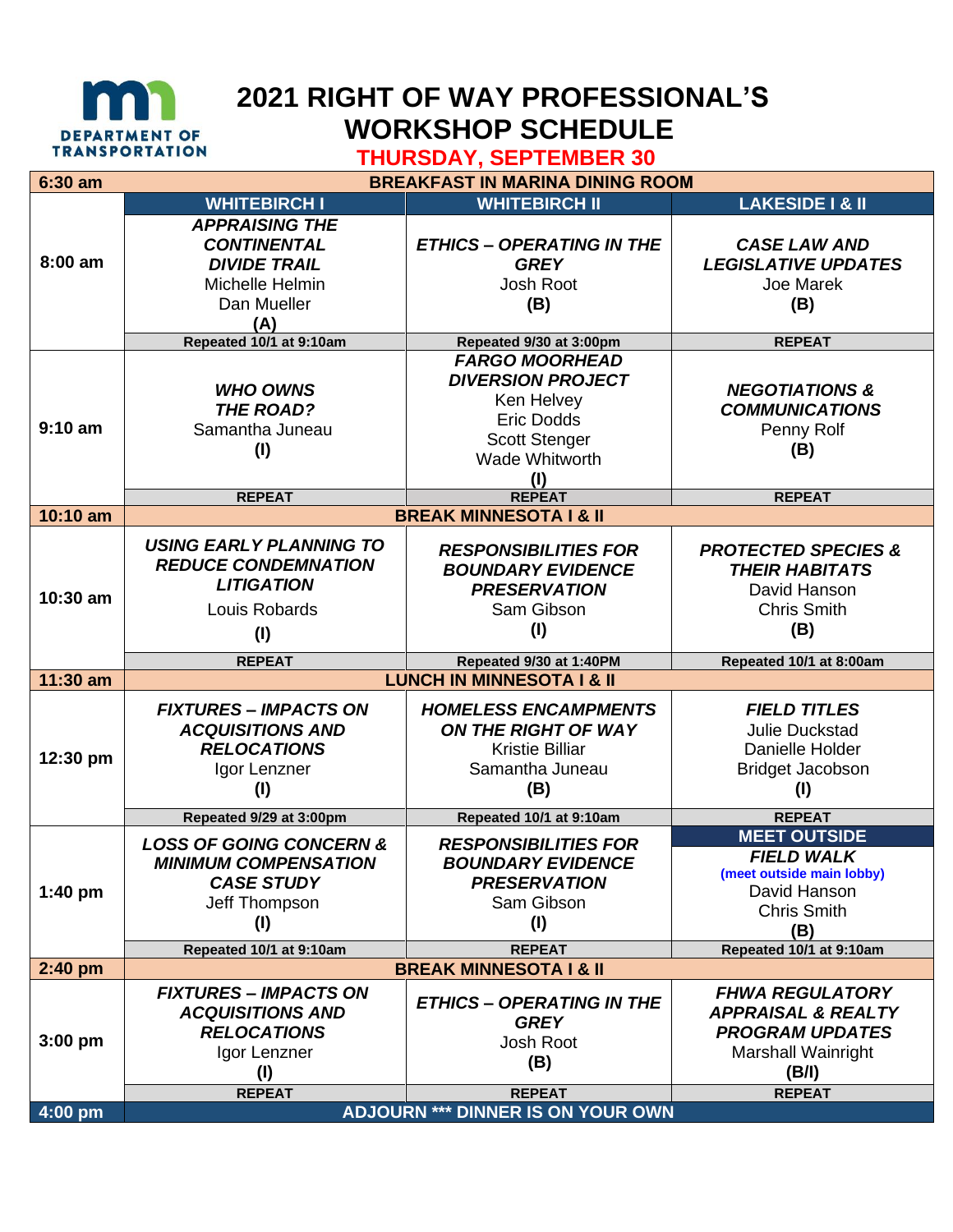DEPARTMENT OF TRANSPORTATION

# 2021 RIGHT OF WAY PROFESSIONAL'S WORKSHOP SCHEDULE

## THURSDAY, SEPTEMBER 30

| Time | WHITEBIRCH I | WHITEBIRCH II | LAKESIDE I & II |
|---|---|---|---|
| 6:30 am | BREAKFAST IN MARINA DINING ROOM | | |
| 8:00 am | ***APPRAISING THE CONTINENTAL DIVIDE TRAIL*** Michelle Helmin, Dan Mueller **(A)** | ***ETHICS – OPERATING IN THE GREY*** Josh Root **(B)** | ***CASE LAW AND LEGISLATIVE UPDATES*** Joe Marek **(B)** |
| | **Repeated 10/1 at 9:10am** | **Repeated 9/30 at 3:00pm** | **REPEAT** |
| 9:10 am | ***WHO OWNS THE ROAD?*** Samantha Juneau **(I)** | ***FARGO MOORHEAD DIVERSION PROJECT*** Ken Helvey, Eric Dodds, Scott Stenger, Wade Whitworth **(I)** | ***NEGOTIATIONS & COMMUNICATIONS*** Penny Rolf **(B)** |
| | **REPEAT** | **REPEAT** | **REPEAT** |
| 10:10 am | BREAK MINNESOTA I & II | | |
| 10:30 am | ***USING EARLY PLANNING TO REDUCE CONDEMNATION LITIGATION*** Louis Robards **(I)** | ***RESPONSIBILITIES FOR BOUNDARY EVIDENCE PRESERVATION*** Sam Gibson **(I)** | ***PROTECTED SPECIES & THEIR HABITATS*** David Hanson, Chris Smith **(B)** |
| | **REPEAT** | **Repeated 9/30 at 1:40PM** | **Repeated 10/1 at 8:00am** |
| 11:30 am | LUNCH IN MINNESOTA I & II | | |
| 12:30 pm | ***FIXTURES – IMPACTS ON ACQUISITIONS AND RELOCATIONS*** Igor Lenzner **(I)** | ***HOMELESS ENCAMPMENTS ON THE RIGHT OF WAY*** Kristie Billiar, Samantha Juneau **(B)** | ***FIELD TITLES*** Julie Duckstad, Danielle Holder, Bridget Jacobson **(I)** |
| | **Repeated 9/29 at 3:00pm** | **Repeated 10/1 at 9:10am** | **REPEAT** |
| 1:40 pm | ***LOSS OF GOING CONCERN & MINIMUM COMPENSATION CASE STUDY*** Jeff Thompson **(I)** | ***RESPONSIBILITIES FOR BOUNDARY EVIDENCE PRESERVATION*** Sam Gibson **(I)** | **MEET OUTSIDE** ***FIELD WALK*** **(meet outside main lobby)** David Hanson, Chris Smith **(B)** |
| | **Repeated 10/1 at 9:10am** | **REPEAT** | **Repeated 10/1 at 9:10am** |
| 2:40 pm | BREAK MINNESOTA I & II | | |
| 3:00 pm | ***FIXTURES – IMPACTS ON ACQUISITIONS AND RELOCATIONS*** Igor Lenzner **(I)** | ***ETHICS – OPERATING IN THE GREY*** Josh Root **(B)** | ***FHWA REGULATORY APPRAISAL & REALTY PROGRAM UPDATES*** Marshall Wainright **(B/I)** |
| | **REPEAT** | **REPEAT** | **REPEAT** |
| 4:00 pm | ADJOURN *** DINNER IS ON YOUR OWN | | |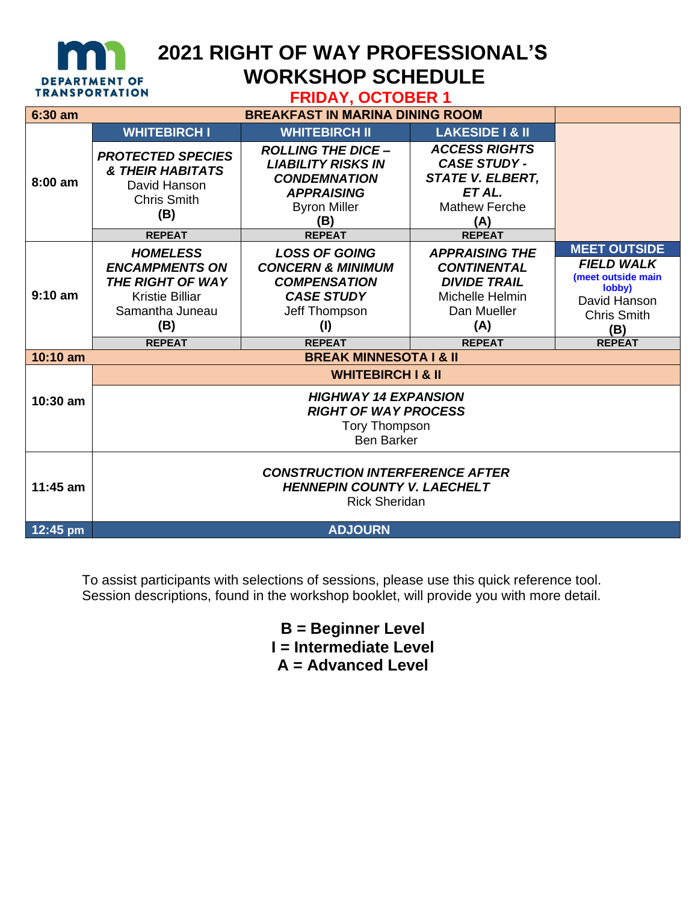# 2021 RIGHT OF WAY PROFESSIONAL'S WORKSHOP SCHEDULE

## FRIDAY, OCTOBER 1

| | | | | |
|---|---|---|---|---|
| **6:30 am** | **BREAKFAST IN MARINA DINING ROOM** | | | |
| | **WHITEBIRCH I** | **WHITEBIRCH II** | **LAKESIDE I & II** | |
| **8:00 am** | ***PROTECTED SPECIES & THEIR HABITATS*** David Hanson Chris Smith **(B)** | ***ROLLING THE DICE – LIABILITY RISKS IN CONDEMNATION APPRAISING*** Byron Miller **(B)** | ***ACCESS RIGHTS CASE STUDY - STATE V. ELBERT, ET AL.*** Mathew Ferche **(A)** | |
| | **REPEAT** | **REPEAT** | **REPEAT** | **MEET OUTSIDE** |
| **9:10 am** | ***HOMELESS ENCAMPMENTS ON THE RIGHT OF WAY*** Kristie Billiar Samantha Juneau **(B)** | ***LOSS OF GOING CONCERN & MINIMUM COMPENSATION CASE STUDY*** Jeff Thompson **(I)** | ***APPRAISING THE CONTINENTAL DIVIDE TRAIL*** Michelle Helmin Dan Mueller **(A)** | ***FIELD WALK*** **(meet outside main lobby)** David Hanson Chris Smith **(B)** |
| | **REPEAT** | **REPEAT** | **REPEAT** | **REPEAT** |
| **10:10 am** | **BREAK MINNESOTA I & II** | | | |
| | **WHITEBIRCH I & II** | | | |
| **10:30 am** | ***HIGHWAY 14 EXPANSION RIGHT OF WAY PROCESS*** Tory Thompson Ben Barker | | | |
| **11:45 am** | ***CONSTRUCTION INTERFERENCE AFTER HENNEPIN COUNTY V. LAECHELT*** Rick Sheridan | | | |
| **12:45 pm** | **ADJOURN** | | | |

To assist participants with selections of sessions, please use this quick reference tool. Session descriptions, found in the workshop booklet, will provide you with more detail.

**B = Beginner Level**
**I = Intermediate Level**
**A = Advanced Level**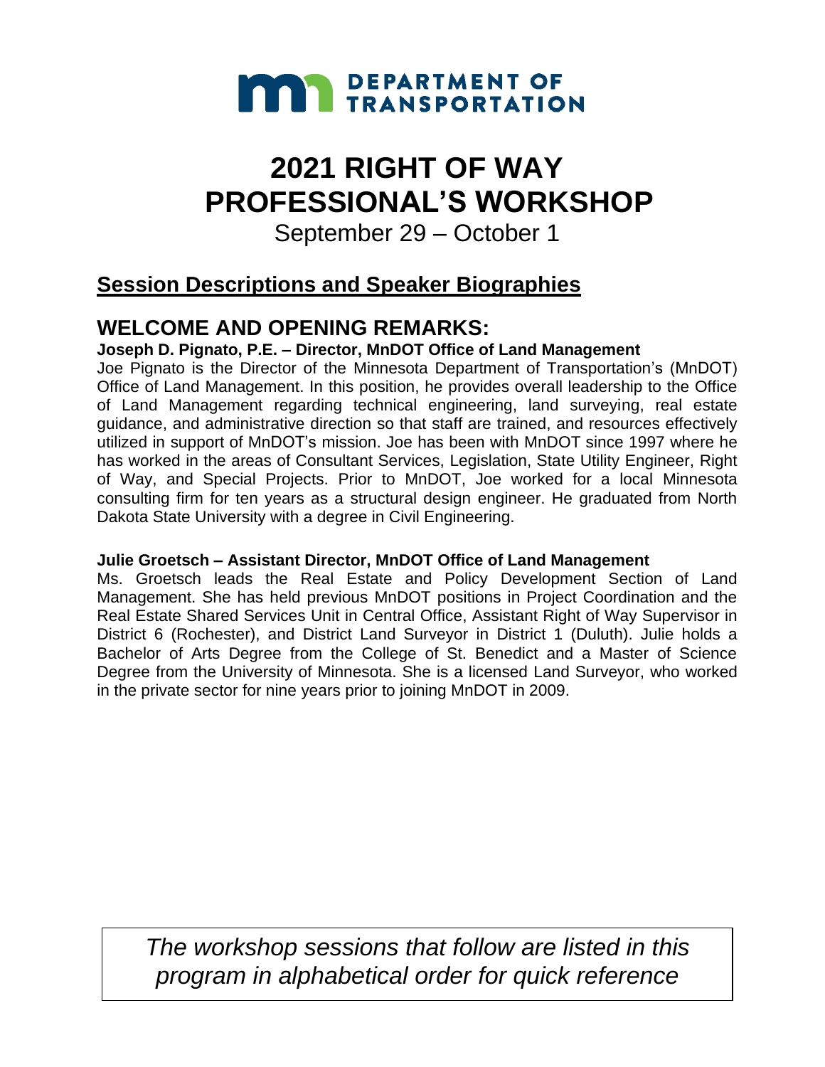**DEPARTMENT OF TRANSPORTATION**

# 2021 RIGHT OF WAY PROFESSIONAL'S WORKSHOP

September 29 – October 1

## Session Descriptions and Speaker Biographies

## WELCOME AND OPENING REMARKS:

**Joseph D. Pignato, P.E. – Director, MnDOT Office of Land Management**

Joe Pignato is the Director of the Minnesota Department of Transportation's (MnDOT) Office of Land Management. In this position, he provides overall leadership to the Office of Land Management regarding technical engineering, land surveying, real estate guidance, and administrative direction so that staff are trained, and resources effectively utilized in support of MnDOT's mission. Joe has been with MnDOT since 1997 where he has worked in the areas of Consultant Services, Legislation, State Utility Engineer, Right of Way, and Special Projects. Prior to MnDOT, Joe worked for a local Minnesota consulting firm for ten years as a structural design engineer. He graduated from North Dakota State University with a degree in Civil Engineering.

**Julie Groetsch – Assistant Director, MnDOT Office of Land Management**

Ms. Groetsch leads the Real Estate and Policy Development Section of Land Management. She has held previous MnDOT positions in Project Coordination and the Real Estate Shared Services Unit in Central Office, Assistant Right of Way Supervisor in District 6 (Rochester), and District Land Surveyor in District 1 (Duluth). Julie holds a Bachelor of Arts Degree from the College of St. Benedict and a Master of Science Degree from the University of Minnesota. She is a licensed Land Surveyor, who worked in the private sector for nine years prior to joining MnDOT in 2009.

*The workshop sessions that follow are listed in this program in alphabetical order for quick reference*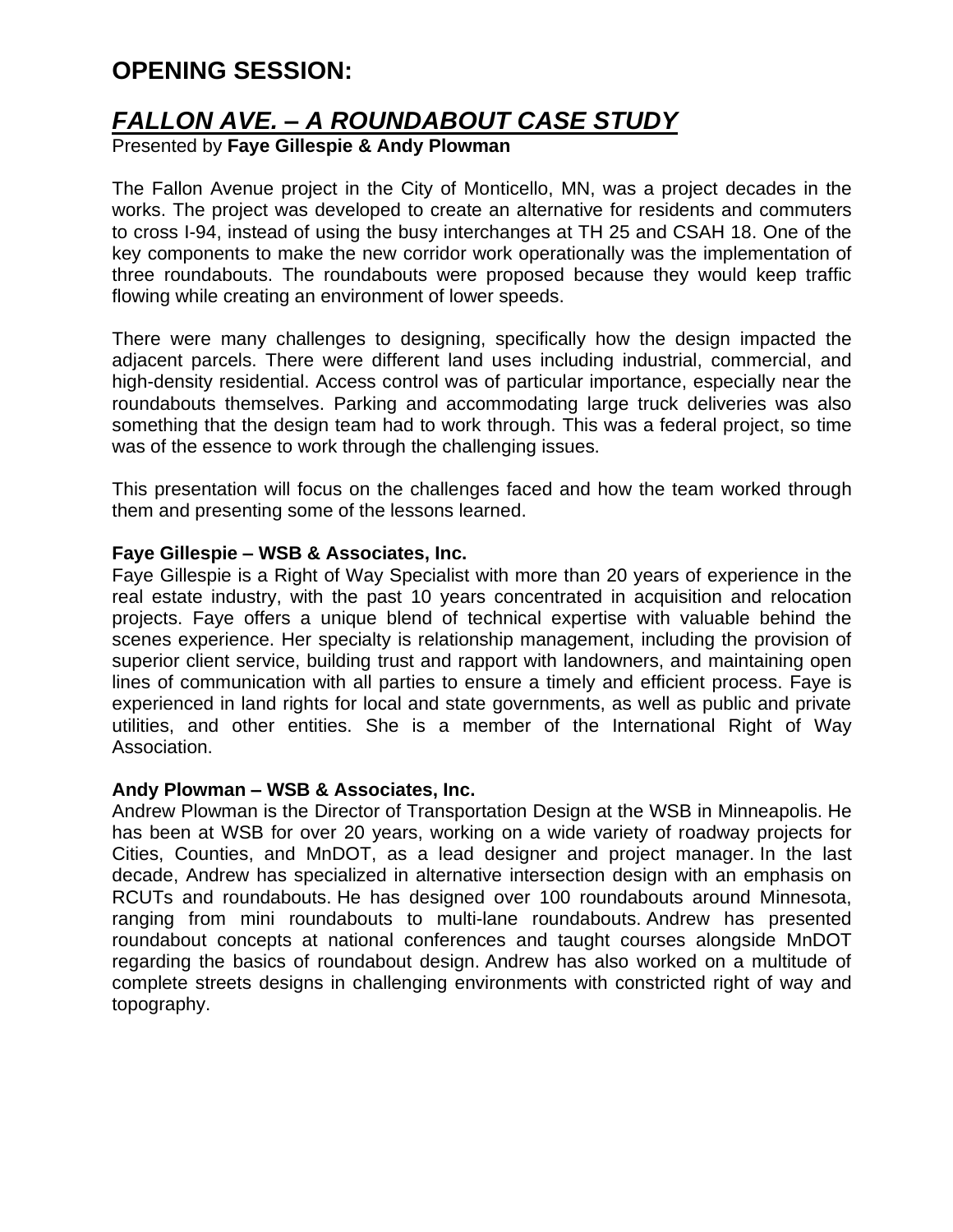# OPENING SESSION:

## *FALLON AVE. – A ROUNDABOUT CASE STUDY*

Presented by **Faye Gillespie & Andy Plowman**

The Fallon Avenue project in the City of Monticello, MN, was a project decades in the works. The project was developed to create an alternative for residents and commuters to cross I-94, instead of using the busy interchanges at TH 25 and CSAH 18. One of the key components to make the new corridor work operationally was the implementation of three roundabouts. The roundabouts were proposed because they would keep traffic flowing while creating an environment of lower speeds.

There were many challenges to designing, specifically how the design impacted the adjacent parcels. There were different land uses including industrial, commercial, and high-density residential. Access control was of particular importance, especially near the roundabouts themselves. Parking and accommodating large truck deliveries was also something that the design team had to work through. This was a federal project, so time was of the essence to work through the challenging issues.

This presentation will focus on the challenges faced and how the team worked through them and presenting some of the lessons learned.

**Faye Gillespie – WSB & Associates, Inc.**

Faye Gillespie is a Right of Way Specialist with more than 20 years of experience in the real estate industry, with the past 10 years concentrated in acquisition and relocation projects. Faye offers a unique blend of technical expertise with valuable behind the scenes experience. Her specialty is relationship management, including the provision of superior client service, building trust and rapport with landowners, and maintaining open lines of communication with all parties to ensure a timely and efficient process. Faye is experienced in land rights for local and state governments, as well as public and private utilities, and other entities. She is a member of the International Right of Way Association.

**Andy Plowman – WSB & Associates, Inc.**

Andrew Plowman is the Director of Transportation Design at the WSB in Minneapolis. He has been at WSB for over 20 years, working on a wide variety of roadway projects for Cities, Counties, and MnDOT, as a lead designer and project manager. In the last decade, Andrew has specialized in alternative intersection design with an emphasis on RCUTs and roundabouts. He has designed over 100 roundabouts around Minnesota, ranging from mini roundabouts to multi-lane roundabouts. Andrew has presented roundabout concepts at national conferences and taught courses alongside MnDOT regarding the basics of roundabout design. Andrew has also worked on a multitude of complete streets designs in challenging environments with constricted right of way and topography.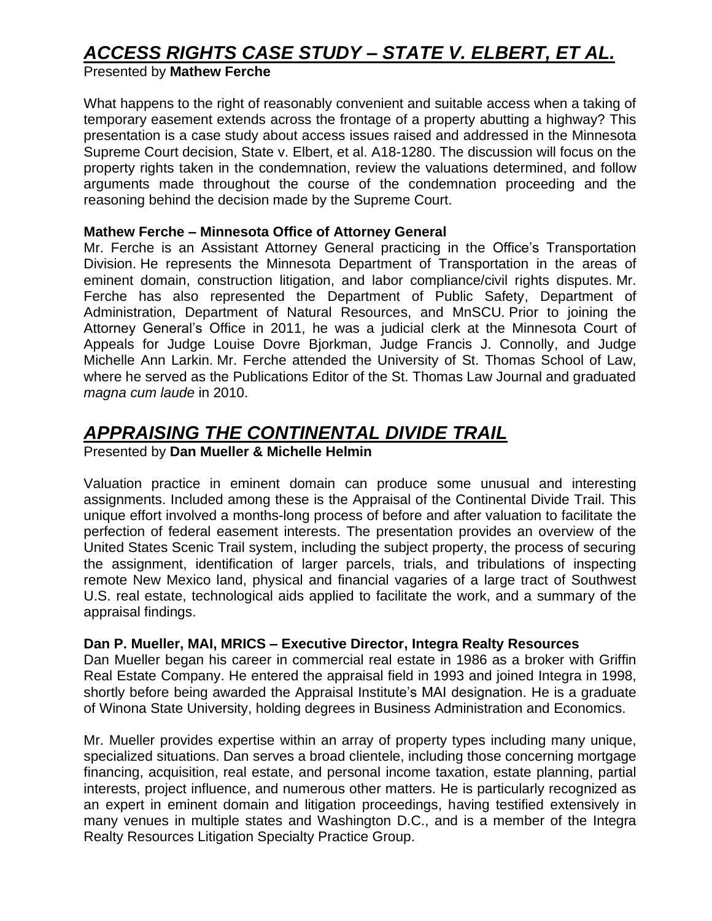## ***ACCESS RIGHTS CASE STUDY – STATE V. ELBERT, ET AL.***

Presented by **Mathew Ferche**

What happens to the right of reasonably convenient and suitable access when a taking of temporary easement extends across the frontage of a property abutting a highway? This presentation is a case study about access issues raised and addressed in the Minnesota Supreme Court decision, State v. Elbert, et al. A18-1280. The discussion will focus on the property rights taken in the condemnation, review the valuations determined, and follow arguments made throughout the course of the condemnation proceeding and the reasoning behind the decision made by the Supreme Court.

**Mathew Ferche – Minnesota Office of Attorney General**

Mr. Ferche is an Assistant Attorney General practicing in the Office's Transportation Division. He represents the Minnesota Department of Transportation in the areas of eminent domain, construction litigation, and labor compliance/civil rights disputes. Mr. Ferche has also represented the Department of Public Safety, Department of Administration, Department of Natural Resources, and MnSCU. Prior to joining the Attorney General's Office in 2011, he was a judicial clerk at the Minnesota Court of Appeals for Judge Louise Dovre Bjorkman, Judge Francis J. Connolly, and Judge Michelle Ann Larkin. Mr. Ferche attended the University of St. Thomas School of Law, where he served as the Publications Editor of the St. Thomas Law Journal and graduated *magna cum laude* in 2010.

## ***APPRAISING THE CONTINENTAL DIVIDE TRAIL***

Presented by **Dan Mueller & Michelle Helmin**

Valuation practice in eminent domain can produce some unusual and interesting assignments. Included among these is the Appraisal of the Continental Divide Trail. This unique effort involved a months-long process of before and after valuation to facilitate the perfection of federal easement interests. The presentation provides an overview of the United States Scenic Trail system, including the subject property, the process of securing the assignment, identification of larger parcels, trials, and tribulations of inspecting remote New Mexico land, physical and financial vagaries of a large tract of Southwest U.S. real estate, technological aids applied to facilitate the work, and a summary of the appraisal findings.

**Dan P. Mueller, MAI, MRICS – Executive Director, Integra Realty Resources**

Dan Mueller began his career in commercial real estate in 1986 as a broker with Griffin Real Estate Company. He entered the appraisal field in 1993 and joined Integra in 1998, shortly before being awarded the Appraisal Institute's MAI designation. He is a graduate of Winona State University, holding degrees in Business Administration and Economics.

Mr. Mueller provides expertise within an array of property types including many unique, specialized situations. Dan serves a broad clientele, including those concerning mortgage financing, acquisition, real estate, and personal income taxation, estate planning, partial interests, project influence, and numerous other matters. He is particularly recognized as an expert in eminent domain and litigation proceedings, having testified extensively in many venues in multiple states and Washington D.C., and is a member of the Integra Realty Resources Litigation Specialty Practice Group.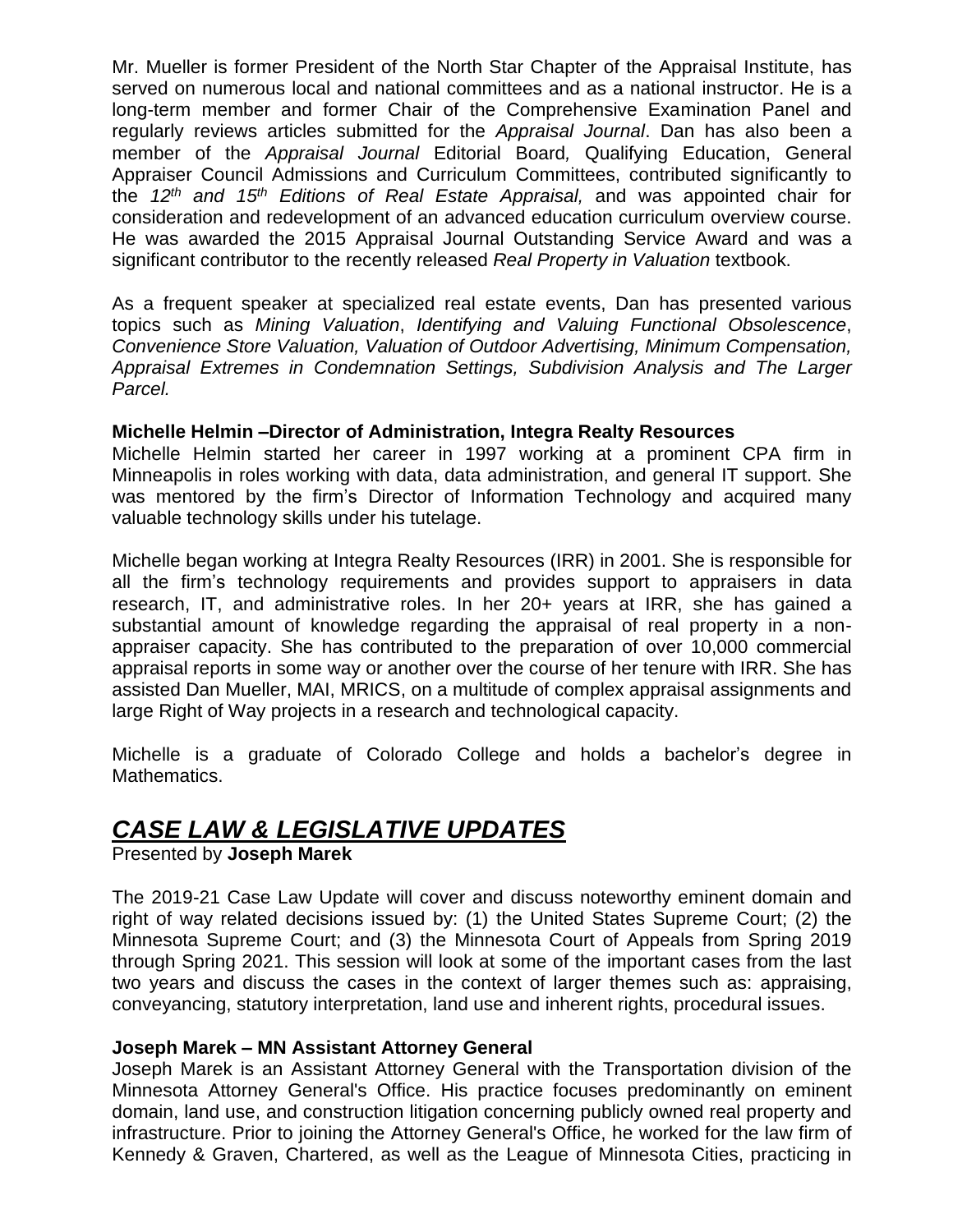Mr. Mueller is former President of the North Star Chapter of the Appraisal Institute, has served on numerous local and national committees and as a national instructor. He is a long-term member and former Chair of the Comprehensive Examination Panel and regularly reviews articles submitted for the *Appraisal Journal*. Dan has also been a member of the *Appraisal Journal* Editorial Board*,* Qualifying Education, General Appraiser Council Admissions and Curriculum Committees, contributed significantly to the *12th and 15th Editions of Real Estate Appraisal,* and was appointed chair for consideration and redevelopment of an advanced education curriculum overview course. He was awarded the 2015 Appraisal Journal Outstanding Service Award and was a significant contributor to the recently released *Real Property in Valuation* textbook.

As a frequent speaker at specialized real estate events, Dan has presented various topics such as *Mining Valuation*, *Identifying and Valuing Functional Obsolescence*, *Convenience Store Valuation, Valuation of Outdoor Advertising, Minimum Compensation, Appraisal Extremes in Condemnation Settings, Subdivision Analysis and The Larger Parcel.*

**Michelle Helmin –Director of Administration, Integra Realty Resources**

Michelle Helmin started her career in 1997 working at a prominent CPA firm in Minneapolis in roles working with data, data administration, and general IT support. She was mentored by the firm's Director of Information Technology and acquired many valuable technology skills under his tutelage.

Michelle began working at Integra Realty Resources (IRR) in 2001. She is responsible for all the firm's technology requirements and provides support to appraisers in data research, IT, and administrative roles. In her 20+ years at IRR, she has gained a substantial amount of knowledge regarding the appraisal of real property in a non-appraiser capacity. She has contributed to the preparation of over 10,000 commercial appraisal reports in some way or another over the course of her tenure with IRR. She has assisted Dan Mueller, MAI, MRICS, on a multitude of complex appraisal assignments and large Right of Way projects in a research and technological capacity.

Michelle is a graduate of Colorado College and holds a bachelor's degree in Mathematics.

## ***CASE LAW & LEGISLATIVE UPDATES***

Presented by **Joseph Marek**

The 2019-21 Case Law Update will cover and discuss noteworthy eminent domain and right of way related decisions issued by: (1) the United States Supreme Court; (2) the Minnesota Supreme Court; and (3) the Minnesota Court of Appeals from Spring 2019 through Spring 2021. This session will look at some of the important cases from the last two years and discuss the cases in the context of larger themes such as: appraising, conveyancing, statutory interpretation, land use and inherent rights, procedural issues.

**Joseph Marek – MN Assistant Attorney General**

Joseph Marek is an Assistant Attorney General with the Transportation division of the Minnesota Attorney General's Office. His practice focuses predominantly on eminent domain, land use, and construction litigation concerning publicly owned real property and infrastructure. Prior to joining the Attorney General's Office, he worked for the law firm of Kennedy & Graven, Chartered, as well as the League of Minnesota Cities, practicing in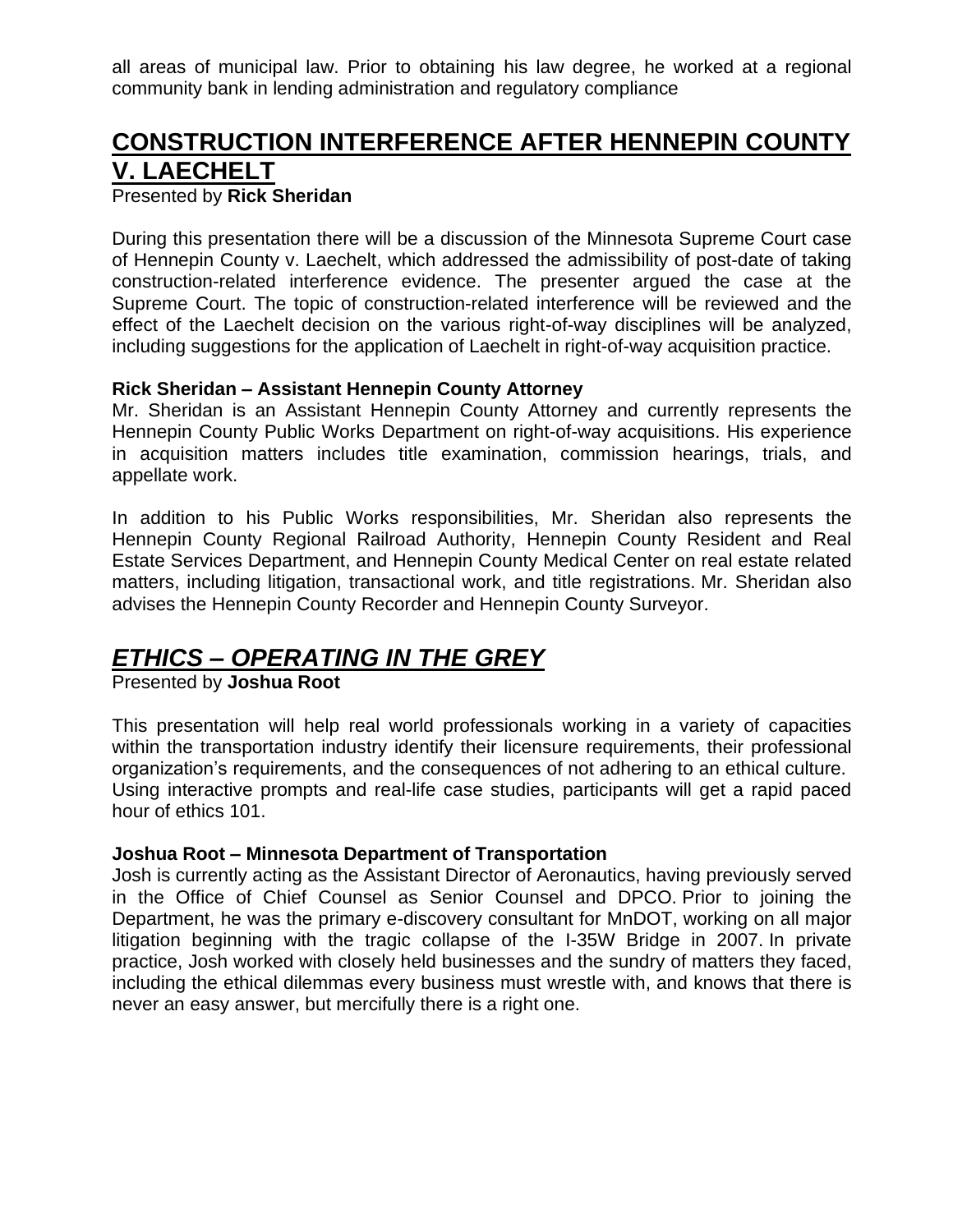all areas of municipal law. Prior to obtaining his law degree, he worked at a regional community bank in lending administration and regulatory compliance

## CONSTRUCTION INTERFERENCE AFTER HENNEPIN COUNTY V. LAECHELT

Presented by **Rick Sheridan**

During this presentation there will be a discussion of the Minnesota Supreme Court case of Hennepin County v. Laechelt, which addressed the admissibility of post-date of taking construction-related interference evidence. The presenter argued the case at the Supreme Court. The topic of construction-related interference will be reviewed and the effect of the Laechelt decision on the various right-of-way disciplines will be analyzed, including suggestions for the application of Laechelt in right-of-way acquisition practice.

**Rick Sheridan – Assistant Hennepin County Attorney**

Mr. Sheridan is an Assistant Hennepin County Attorney and currently represents the Hennepin County Public Works Department on right-of-way acquisitions. His experience in acquisition matters includes title examination, commission hearings, trials, and appellate work.

In addition to his Public Works responsibilities, Mr. Sheridan also represents the Hennepin County Regional Railroad Authority, Hennepin County Resident and Real Estate Services Department, and Hennepin County Medical Center on real estate related matters, including litigation, transactional work, and title registrations. Mr. Sheridan also advises the Hennepin County Recorder and Hennepin County Surveyor.

## *ETHICS – OPERATING IN THE GREY*

Presented by **Joshua Root**

This presentation will help real world professionals working in a variety of capacities within the transportation industry identify their licensure requirements, their professional organization's requirements, and the consequences of not adhering to an ethical culture. Using interactive prompts and real-life case studies, participants will get a rapid paced hour of ethics 101.

**Joshua Root – Minnesota Department of Transportation**

Josh is currently acting as the Assistant Director of Aeronautics, having previously served in the Office of Chief Counsel as Senior Counsel and DPCO. Prior to joining the Department, he was the primary e-discovery consultant for MnDOT, working on all major litigation beginning with the tragic collapse of the I-35W Bridge in 2007. In private practice, Josh worked with closely held businesses and the sundry of matters they faced, including the ethical dilemmas every business must wrestle with, and knows that there is never an easy answer, but mercifully there is a right one.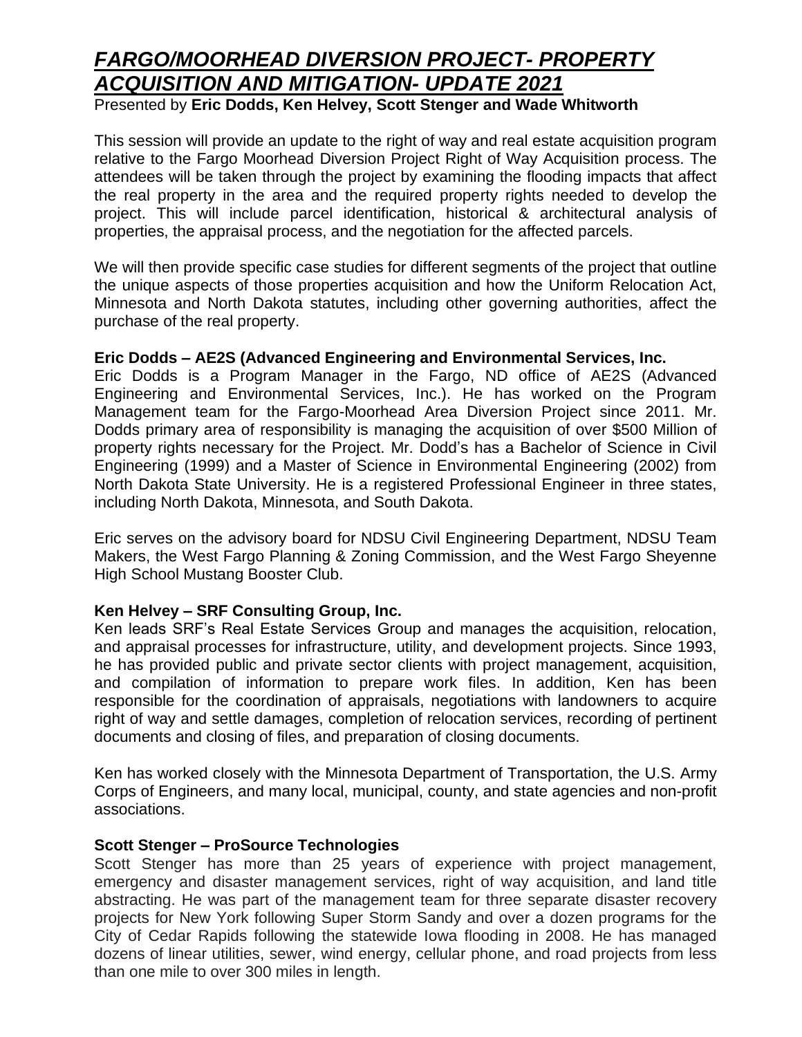# *FARGO/MOORHEAD DIVERSION PROJECT- PROPERTY ACQUISITION AND MITIGATION- UPDATE 2021*

Presented by **Eric Dodds, Ken Helvey, Scott Stenger and Wade Whitworth**

This session will provide an update to the right of way and real estate acquisition program relative to the Fargo Moorhead Diversion Project Right of Way Acquisition process. The attendees will be taken through the project by examining the flooding impacts that affect the real property in the area and the required property rights needed to develop the project. This will include parcel identification, historical & architectural analysis of properties, the appraisal process, and the negotiation for the affected parcels.

We will then provide specific case studies for different segments of the project that outline the unique aspects of those properties acquisition and how the Uniform Relocation Act, Minnesota and North Dakota statutes, including other governing authorities, affect the purchase of the real property.

**Eric Dodds – AE2S (Advanced Engineering and Environmental Services, Inc.**

Eric Dodds is a Program Manager in the Fargo, ND office of AE2S (Advanced Engineering and Environmental Services, Inc.). He has worked on the Program Management team for the Fargo-Moorhead Area Diversion Project since 2011. Mr. Dodds primary area of responsibility is managing the acquisition of over $500 Million of property rights necessary for the Project. Mr. Dodd's has a Bachelor of Science in Civil Engineering (1999) and a Master of Science in Environmental Engineering (2002) from North Dakota State University. He is a registered Professional Engineer in three states, including North Dakota, Minnesota, and South Dakota.

Eric serves on the advisory board for NDSU Civil Engineering Department, NDSU Team Makers, the West Fargo Planning & Zoning Commission, and the West Fargo Sheyenne High School Mustang Booster Club.

**Ken Helvey – SRF Consulting Group, Inc.**

Ken leads SRF's Real Estate Services Group and manages the acquisition, relocation, and appraisal processes for infrastructure, utility, and development projects. Since 1993, he has provided public and private sector clients with project management, acquisition, and compilation of information to prepare work files. In addition, Ken has been responsible for the coordination of appraisals, negotiations with landowners to acquire right of way and settle damages, completion of relocation services, recording of pertinent documents and closing of files, and preparation of closing documents.

Ken has worked closely with the Minnesota Department of Transportation, the U.S. Army Corps of Engineers, and many local, municipal, county, and state agencies and non-profit associations.

**Scott Stenger – ProSource Technologies**

Scott Stenger has more than 25 years of experience with project management, emergency and disaster management services, right of way acquisition, and land title abstracting. He was part of the management team for three separate disaster recovery projects for New York following Super Storm Sandy and over a dozen programs for the City of Cedar Rapids following the statewide Iowa flooding in 2008. He has managed dozens of linear utilities, sewer, wind energy, cellular phone, and road projects from less than one mile to over 300 miles in length.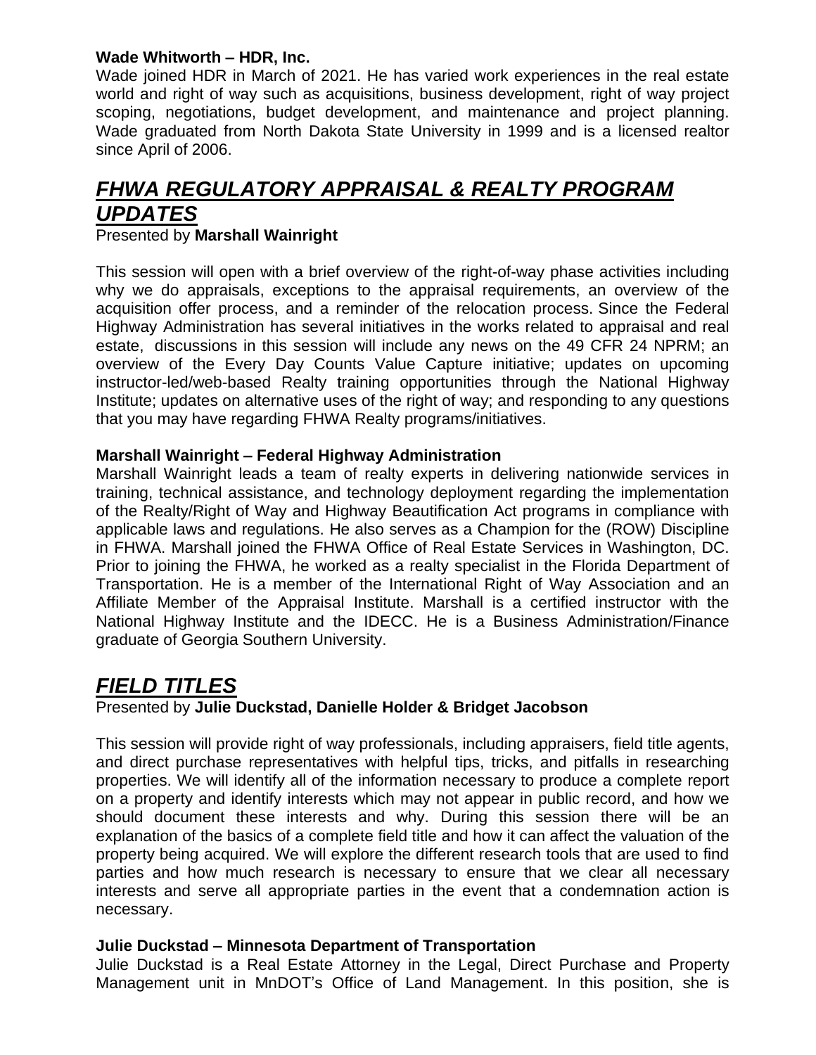**Wade Whitworth – HDR, Inc.**
Wade joined HDR in March of 2021. He has varied work experiences in the real estate world and right of way such as acquisitions, business development, right of way project scoping, negotiations, budget development, and maintenance and project planning. Wade graduated from North Dakota State University in 1999 and is a licensed realtor since April of 2006.

## ***FHWA REGULATORY APPRAISAL & REALTY PROGRAM UPDATES***

Presented by **Marshall Wainright**

This session will open with a brief overview of the right-of-way phase activities including why we do appraisals, exceptions to the appraisal requirements, an overview of the acquisition offer process, and a reminder of the relocation process. Since the Federal Highway Administration has several initiatives in the works related to appraisal and real estate, discussions in this session will include any news on the 49 CFR 24 NPRM; an overview of the Every Day Counts Value Capture initiative; updates on upcoming instructor-led/web-based Realty training opportunities through the National Highway Institute; updates on alternative uses of the right of way; and responding to any questions that you may have regarding FHWA Realty programs/initiatives.

**Marshall Wainright – Federal Highway Administration**
Marshall Wainright leads a team of realty experts in delivering nationwide services in training, technical assistance, and technology deployment regarding the implementation of the Realty/Right of Way and Highway Beautification Act programs in compliance with applicable laws and regulations. He also serves as a Champion for the (ROW) Discipline in FHWA. Marshall joined the FHWA Office of Real Estate Services in Washington, DC. Prior to joining the FHWA, he worked as a realty specialist in the Florida Department of Transportation. He is a member of the International Right of Way Association and an Affiliate Member of the Appraisal Institute. Marshall is a certified instructor with the National Highway Institute and the IDECC. He is a Business Administration/Finance graduate of Georgia Southern University.

## ***FIELD TITLES***

Presented by **Julie Duckstad, Danielle Holder & Bridget Jacobson**

This session will provide right of way professionals, including appraisers, field title agents, and direct purchase representatives with helpful tips, tricks, and pitfalls in researching properties. We will identify all of the information necessary to produce a complete report on a property and identify interests which may not appear in public record, and how we should document these interests and why. During this session there will be an explanation of the basics of a complete field title and how it can affect the valuation of the property being acquired. We will explore the different research tools that are used to find parties and how much research is necessary to ensure that we clear all necessary interests and serve all appropriate parties in the event that a condemnation action is necessary.

**Julie Duckstad – Minnesota Department of Transportation**
Julie Duckstad is a Real Estate Attorney in the Legal, Direct Purchase and Property Management unit in MnDOT's Office of Land Management. In this position, she is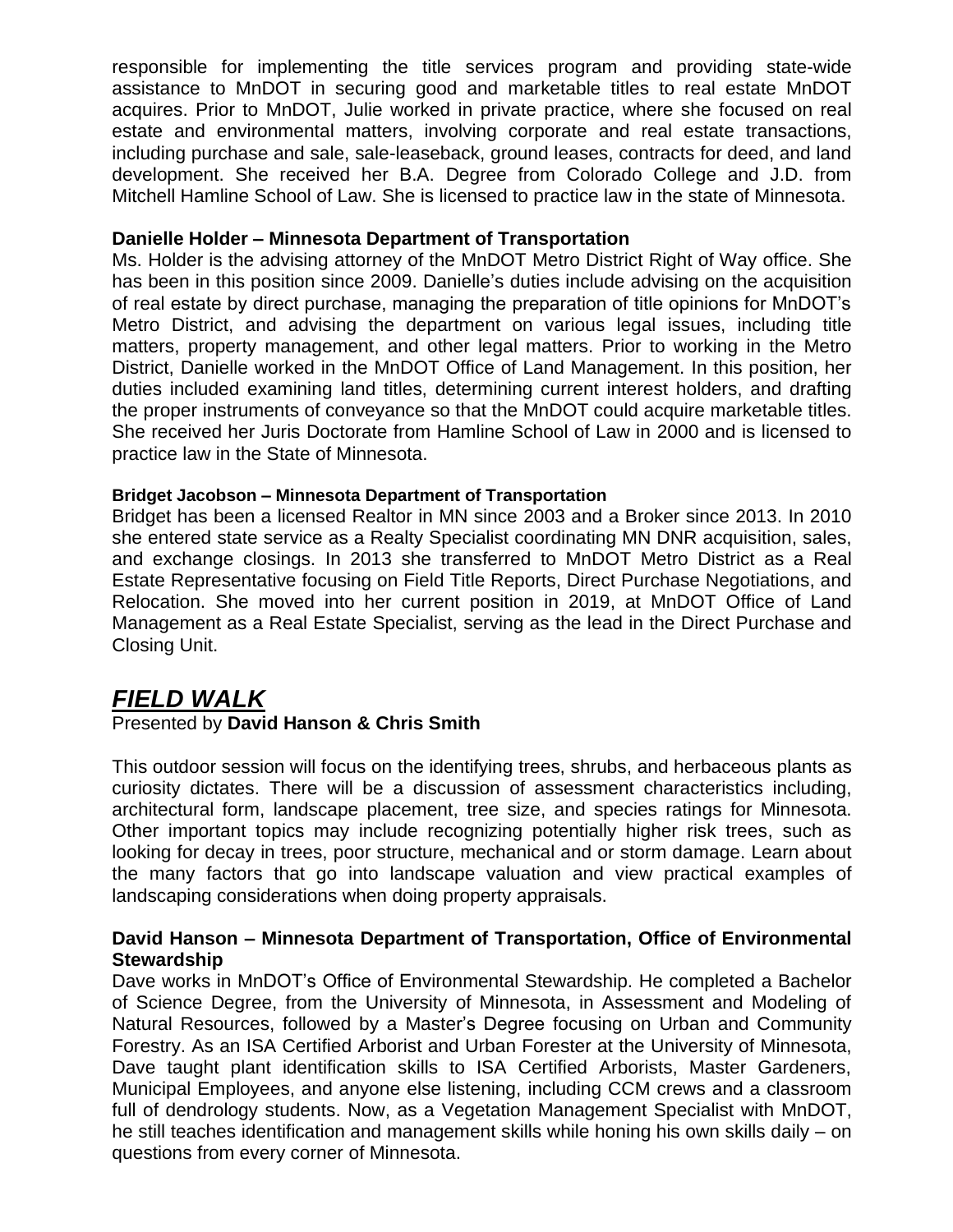responsible for implementing the title services program and providing state-wide assistance to MnDOT in securing good and marketable titles to real estate MnDOT acquires. Prior to MnDOT, Julie worked in private practice, where she focused on real estate and environmental matters, involving corporate and real estate transactions, including purchase and sale, sale-leaseback, ground leases, contracts for deed, and land development. She received her B.A. Degree from Colorado College and J.D. from Mitchell Hamline School of Law. She is licensed to practice law in the state of Minnesota.

**Danielle Holder – Minnesota Department of Transportation**

Ms. Holder is the advising attorney of the MnDOT Metro District Right of Way office. She has been in this position since 2009. Danielle's duties include advising on the acquisition of real estate by direct purchase, managing the preparation of title opinions for MnDOT's Metro District, and advising the department on various legal issues, including title matters, property management, and other legal matters. Prior to working in the Metro District, Danielle worked in the MnDOT Office of Land Management. In this position, her duties included examining land titles, determining current interest holders, and drafting the proper instruments of conveyance so that the MnDOT could acquire marketable titles. She received her Juris Doctorate from Hamline School of Law in 2000 and is licensed to practice law in the State of Minnesota.

**Bridget Jacobson – Minnesota Department of Transportation**

Bridget has been a licensed Realtor in MN since 2003 and a Broker since 2013. In 2010 she entered state service as a Realty Specialist coordinating MN DNR acquisition, sales, and exchange closings. In 2013 she transferred to MnDOT Metro District as a Real Estate Representative focusing on Field Title Reports, Direct Purchase Negotiations, and Relocation. She moved into her current position in 2019, at MnDOT Office of Land Management as a Real Estate Specialist, serving as the lead in the Direct Purchase and Closing Unit.

## ***FIELD WALK***

Presented by **David Hanson & Chris Smith**

This outdoor session will focus on the identifying trees, shrubs, and herbaceous plants as curiosity dictates. There will be a discussion of assessment characteristics including, architectural form, landscape placement, tree size, and species ratings for Minnesota. Other important topics may include recognizing potentially higher risk trees, such as looking for decay in trees, poor structure, mechanical and or storm damage. Learn about the many factors that go into landscape valuation and view practical examples of landscaping considerations when doing property appraisals.

**David Hanson – Minnesota Department of Transportation, Office of Environmental Stewardship**

Dave works in MnDOT's Office of Environmental Stewardship. He completed a Bachelor of Science Degree, from the University of Minnesota, in Assessment and Modeling of Natural Resources, followed by a Master's Degree focusing on Urban and Community Forestry. As an ISA Certified Arborist and Urban Forester at the University of Minnesota, Dave taught plant identification skills to ISA Certified Arborists, Master Gardeners, Municipal Employees, and anyone else listening, including CCM crews and a classroom full of dendrology students. Now, as a Vegetation Management Specialist with MnDOT, he still teaches identification and management skills while honing his own skills daily – on questions from every corner of Minnesota.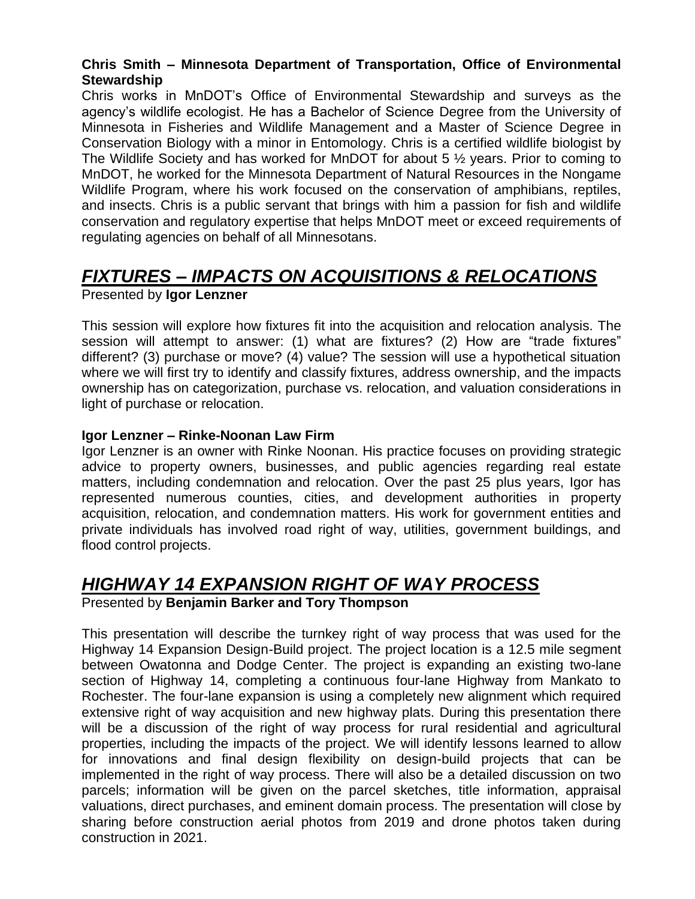**Chris Smith – Minnesota Department of Transportation, Office of Environmental Stewardship**

Chris works in MnDOT's Office of Environmental Stewardship and surveys as the agency's wildlife ecologist. He has a Bachelor of Science Degree from the University of Minnesota in Fisheries and Wildlife Management and a Master of Science Degree in Conservation Biology with a minor in Entomology. Chris is a certified wildlife biologist by The Wildlife Society and has worked for MnDOT for about 5 ½ years. Prior to coming to MnDOT, he worked for the Minnesota Department of Natural Resources in the Nongame Wildlife Program, where his work focused on the conservation of amphibians, reptiles, and insects. Chris is a public servant that brings with him a passion for fish and wildlife conservation and regulatory expertise that helps MnDOT meet or exceed requirements of regulating agencies on behalf of all Minnesotans.

## *FIXTURES – IMPACTS ON ACQUISITIONS & RELOCATIONS*

Presented by **Igor Lenzner**

This session will explore how fixtures fit into the acquisition and relocation analysis. The session will attempt to answer: (1) what are fixtures? (2) How are "trade fixtures" different? (3) purchase or move? (4) value? The session will use a hypothetical situation where we will first try to identify and classify fixtures, address ownership, and the impacts ownership has on categorization, purchase vs. relocation, and valuation considerations in light of purchase or relocation.

**Igor Lenzner – Rinke-Noonan Law Firm**

Igor Lenzner is an owner with Rinke Noonan. His practice focuses on providing strategic advice to property owners, businesses, and public agencies regarding real estate matters, including condemnation and relocation. Over the past 25 plus years, Igor has represented numerous counties, cities, and development authorities in property acquisition, relocation, and condemnation matters. His work for government entities and private individuals has involved road right of way, utilities, government buildings, and flood control projects.

## *HIGHWAY 14 EXPANSION RIGHT OF WAY PROCESS*

Presented by **Benjamin Barker and Tory Thompson**

This presentation will describe the turnkey right of way process that was used for the Highway 14 Expansion Design-Build project. The project location is a 12.5 mile segment between Owatonna and Dodge Center. The project is expanding an existing two-lane section of Highway 14, completing a continuous four-lane Highway from Mankato to Rochester. The four-lane expansion is using a completely new alignment which required extensive right of way acquisition and new highway plats. During this presentation there will be a discussion of the right of way process for rural residential and agricultural properties, including the impacts of the project. We will identify lessons learned to allow for innovations and final design flexibility on design-build projects that can be implemented in the right of way process. There will also be a detailed discussion on two parcels; information will be given on the parcel sketches, title information, appraisal valuations, direct purchases, and eminent domain process. The presentation will close by sharing before construction aerial photos from 2019 and drone photos taken during construction in 2021.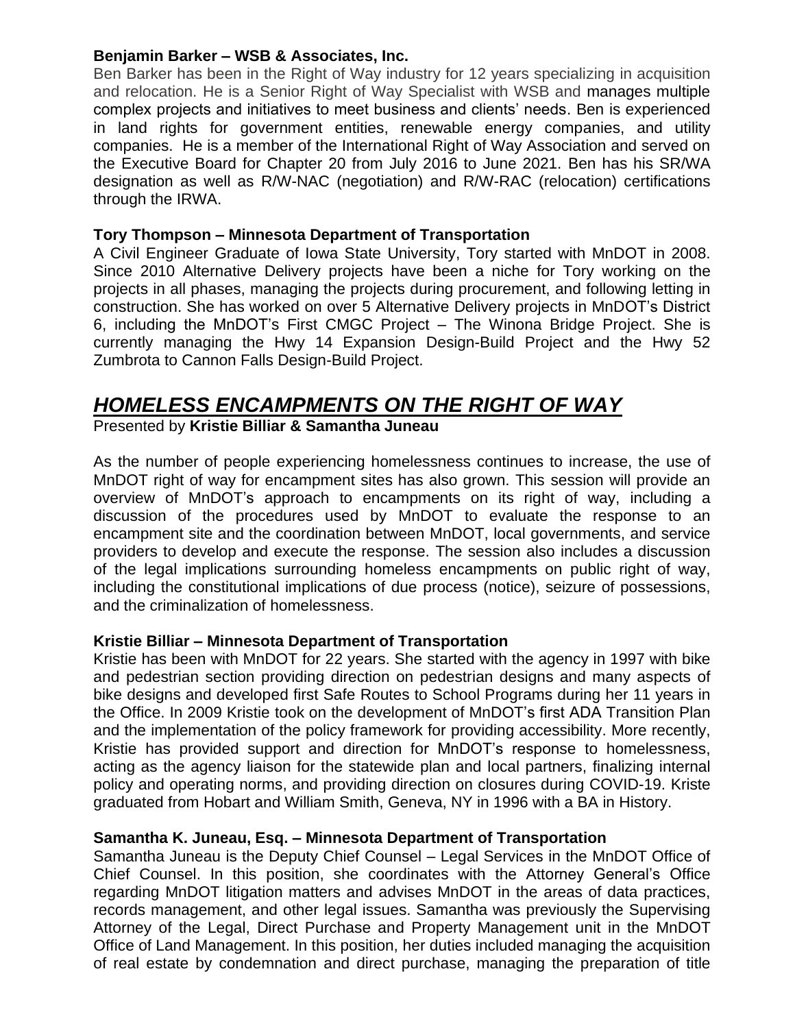**Benjamin Barker – WSB & Associates, Inc.**

Ben Barker has been in the Right of Way industry for 12 years specializing in acquisition and relocation. He is a Senior Right of Way Specialist with WSB and manages multiple complex projects and initiatives to meet business and clients' needs. Ben is experienced in land rights for government entities, renewable energy companies, and utility companies. He is a member of the International Right of Way Association and served on the Executive Board for Chapter 20 from July 2016 to June 2021. Ben has his SR/WA designation as well as R/W-NAC (negotiation) and R/W-RAC (relocation) certifications through the IRWA.

**Tory Thompson – Minnesota Department of Transportation**

A Civil Engineer Graduate of Iowa State University, Tory started with MnDOT in 2008. Since 2010 Alternative Delivery projects have been a niche for Tory working on the projects in all phases, managing the projects during procurement, and following letting in construction. She has worked on over 5 Alternative Delivery projects in MnDOT's District 6, including the MnDOT's First CMGC Project – The Winona Bridge Project. She is currently managing the Hwy 14 Expansion Design-Build Project and the Hwy 52 Zumbrota to Cannon Falls Design-Build Project.

# ***HOMELESS ENCAMPMENTS ON THE RIGHT OF WAY***

Presented by **Kristie Billiar & Samantha Juneau**

As the number of people experiencing homelessness continues to increase, the use of MnDOT right of way for encampment sites has also grown. This session will provide an overview of MnDOT's approach to encampments on its right of way, including a discussion of the procedures used by MnDOT to evaluate the response to an encampment site and the coordination between MnDOT, local governments, and service providers to develop and execute the response. The session also includes a discussion of the legal implications surrounding homeless encampments on public right of way, including the constitutional implications of due process (notice), seizure of possessions, and the criminalization of homelessness.

**Kristie Billiar – Minnesota Department of Transportation**

Kristie has been with MnDOT for 22 years. She started with the agency in 1997 with bike and pedestrian section providing direction on pedestrian designs and many aspects of bike designs and developed first Safe Routes to School Programs during her 11 years in the Office. In 2009 Kristie took on the development of MnDOT's first ADA Transition Plan and the implementation of the policy framework for providing accessibility. More recently, Kristie has provided support and direction for MnDOT's response to homelessness, acting as the agency liaison for the statewide plan and local partners, finalizing internal policy and operating norms, and providing direction on closures during COVID-19. Kriste graduated from Hobart and William Smith, Geneva, NY in 1996 with a BA in History.

**Samantha K. Juneau, Esq. – Minnesota Department of Transportation**

Samantha Juneau is the Deputy Chief Counsel – Legal Services in the MnDOT Office of Chief Counsel. In this position, she coordinates with the Attorney General's Office regarding MnDOT litigation matters and advises MnDOT in the areas of data practices, records management, and other legal issues. Samantha was previously the Supervising Attorney of the Legal, Direct Purchase and Property Management unit in the MnDOT Office of Land Management. In this position, her duties included managing the acquisition of real estate by condemnation and direct purchase, managing the preparation of title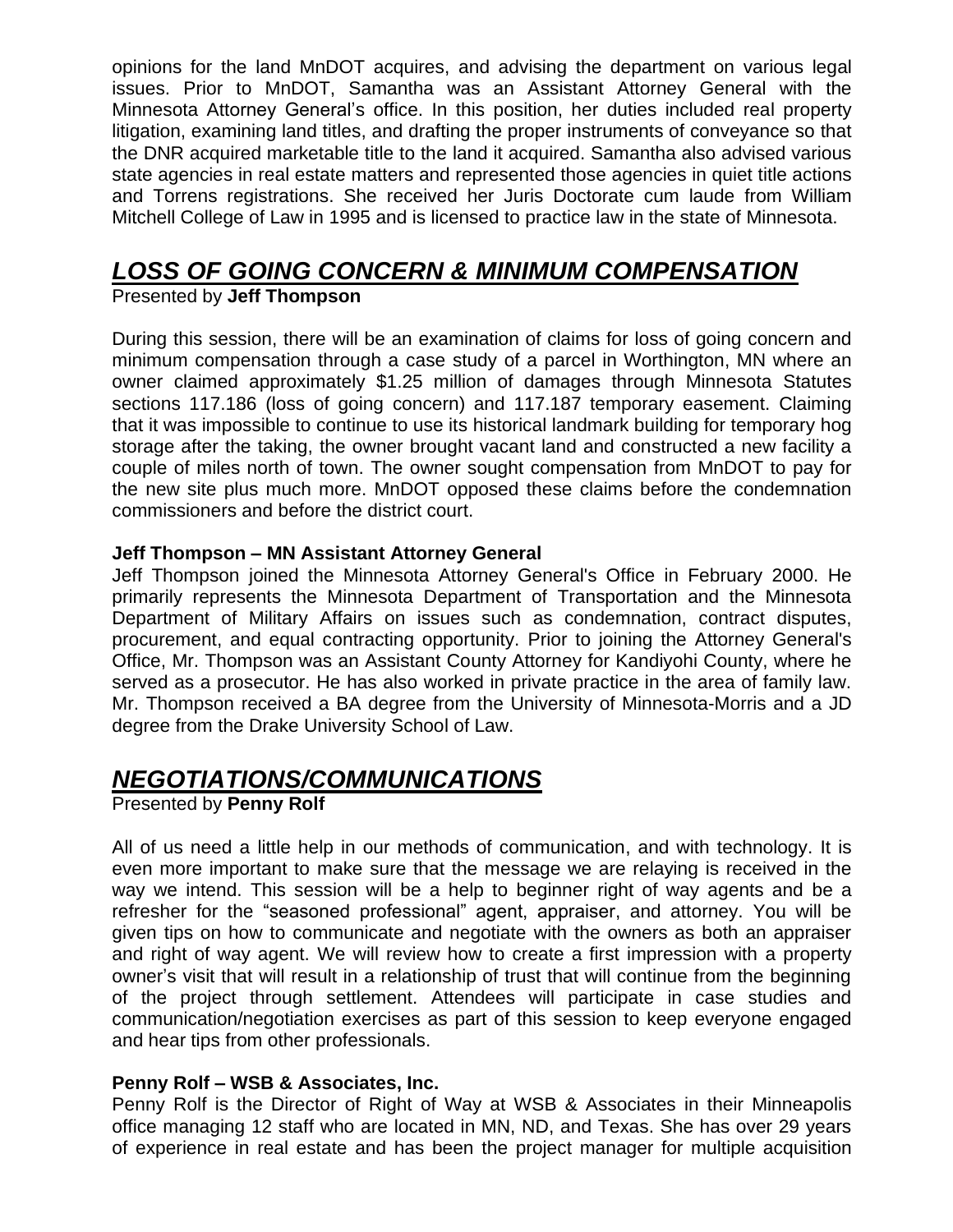opinions for the land MnDOT acquires, and advising the department on various legal issues. Prior to MnDOT, Samantha was an Assistant Attorney General with the Minnesota Attorney General's office. In this position, her duties included real property litigation, examining land titles, and drafting the proper instruments of conveyance so that the DNR acquired marketable title to the land it acquired. Samantha also advised various state agencies in real estate matters and represented those agencies in quiet title actions and Torrens registrations. She received her Juris Doctorate cum laude from William Mitchell College of Law in 1995 and is licensed to practice law in the state of Minnesota.

## ***LOSS OF GOING CONCERN & MINIMUM COMPENSATION***

Presented by **Jeff Thompson**

During this session, there will be an examination of claims for loss of going concern and minimum compensation through a case study of a parcel in Worthington, MN where an owner claimed approximately $1.25 million of damages through Minnesota Statutes sections 117.186 (loss of going concern) and 117.187 temporary easement. Claiming that it was impossible to continue to use its historical landmark building for temporary hog storage after the taking, the owner brought vacant land and constructed a new facility a couple of miles north of town. The owner sought compensation from MnDOT to pay for the new site plus much more. MnDOT opposed these claims before the condemnation commissioners and before the district court.

**Jeff Thompson – MN Assistant Attorney General**

Jeff Thompson joined the Minnesota Attorney General's Office in February 2000. He primarily represents the Minnesota Department of Transportation and the Minnesota Department of Military Affairs on issues such as condemnation, contract disputes, procurement, and equal contracting opportunity. Prior to joining the Attorney General's Office, Mr. Thompson was an Assistant County Attorney for Kandiyohi County, where he served as a prosecutor. He has also worked in private practice in the area of family law. Mr. Thompson received a BA degree from the University of Minnesota-Morris and a JD degree from the Drake University School of Law.

## ***NEGOTIATIONS/COMMUNICATIONS***

Presented by **Penny Rolf**

All of us need a little help in our methods of communication, and with technology. It is even more important to make sure that the message we are relaying is received in the way we intend. This session will be a help to beginner right of way agents and be a refresher for the "seasoned professional" agent, appraiser, and attorney. You will be given tips on how to communicate and negotiate with the owners as both an appraiser and right of way agent. We will review how to create a first impression with a property owner's visit that will result in a relationship of trust that will continue from the beginning of the project through settlement. Attendees will participate in case studies and communication/negotiation exercises as part of this session to keep everyone engaged and hear tips from other professionals.

**Penny Rolf – WSB & Associates, Inc.**

Penny Rolf is the Director of Right of Way at WSB & Associates in their Minneapolis office managing 12 staff who are located in MN, ND, and Texas. She has over 29 years of experience in real estate and has been the project manager for multiple acquisition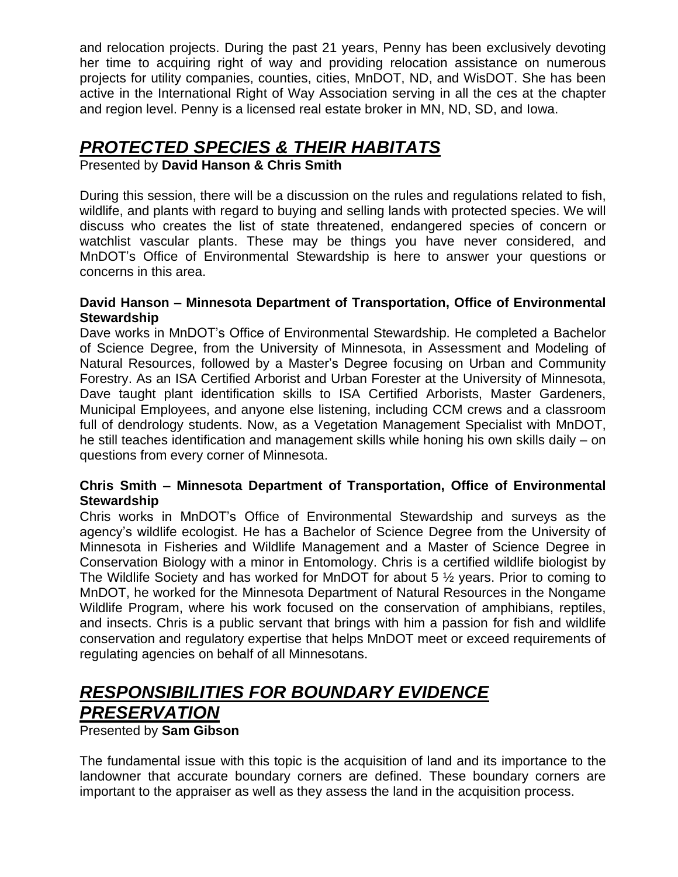and relocation projects. During the past 21 years, Penny has been exclusively devoting her time to acquiring right of way and providing relocation assistance on numerous projects for utility companies, counties, cities, MnDOT, ND, and WisDOT. She has been active in the International Right of Way Association serving in all the ces at the chapter and region level. Penny is a licensed real estate broker in MN, ND, SD, and Iowa.

## ***PROTECTED SPECIES & THEIR HABITATS***

Presented by **David Hanson & Chris Smith**

During this session, there will be a discussion on the rules and regulations related to fish, wildlife, and plants with regard to buying and selling lands with protected species. We will discuss who creates the list of state threatened, endangered species of concern or watchlist vascular plants. These may be things you have never considered, and MnDOT's Office of Environmental Stewardship is here to answer your questions or concerns in this area.

**David Hanson – Minnesota Department of Transportation, Office of Environmental Stewardship**

Dave works in MnDOT's Office of Environmental Stewardship. He completed a Bachelor of Science Degree, from the University of Minnesota, in Assessment and Modeling of Natural Resources, followed by a Master's Degree focusing on Urban and Community Forestry. As an ISA Certified Arborist and Urban Forester at the University of Minnesota, Dave taught plant identification skills to ISA Certified Arborists, Master Gardeners, Municipal Employees, and anyone else listening, including CCM crews and a classroom full of dendrology students. Now, as a Vegetation Management Specialist with MnDOT, he still teaches identification and management skills while honing his own skills daily – on questions from every corner of Minnesota.

**Chris Smith – Minnesota Department of Transportation, Office of Environmental Stewardship**

Chris works in MnDOT's Office of Environmental Stewardship and surveys as the agency's wildlife ecologist. He has a Bachelor of Science Degree from the University of Minnesota in Fisheries and Wildlife Management and a Master of Science Degree in Conservation Biology with a minor in Entomology. Chris is a certified wildlife biologist by The Wildlife Society and has worked for MnDOT for about 5 ½ years. Prior to coming to MnDOT, he worked for the Minnesota Department of Natural Resources in the Nongame Wildlife Program, where his work focused on the conservation of amphibians, reptiles, and insects. Chris is a public servant that brings with him a passion for fish and wildlife conservation and regulatory expertise that helps MnDOT meet or exceed requirements of regulating agencies on behalf of all Minnesotans.

## ***RESPONSIBILITIES FOR BOUNDARY EVIDENCE PRESERVATION***

Presented by **Sam Gibson**

The fundamental issue with this topic is the acquisition of land and its importance to the landowner that accurate boundary corners are defined. These boundary corners are important to the appraiser as well as they assess the land in the acquisition process.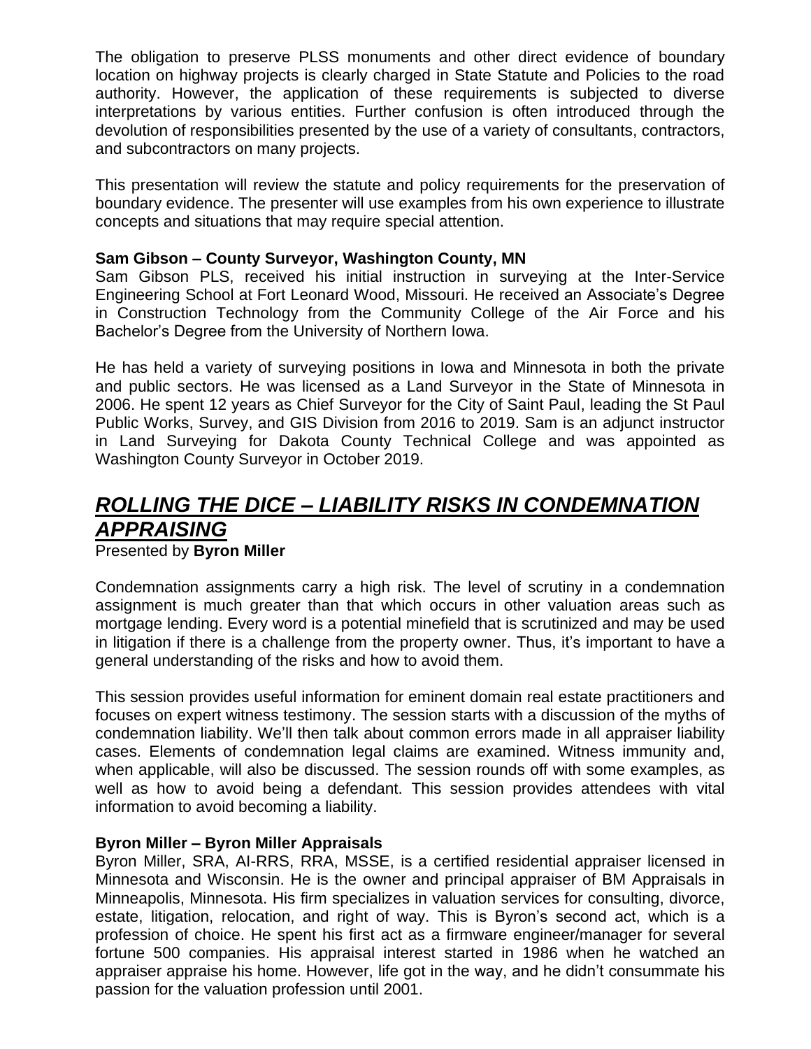The obligation to preserve PLSS monuments and other direct evidence of boundary location on highway projects is clearly charged in State Statute and Policies to the road authority. However, the application of these requirements is subjected to diverse interpretations by various entities. Further confusion is often introduced through the devolution of responsibilities presented by the use of a variety of consultants, contractors, and subcontractors on many projects.

This presentation will review the statute and policy requirements for the preservation of boundary evidence. The presenter will use examples from his own experience to illustrate concepts and situations that may require special attention.

**Sam Gibson – County Surveyor, Washington County, MN**

Sam Gibson PLS, received his initial instruction in surveying at the Inter-Service Engineering School at Fort Leonard Wood, Missouri. He received an Associate's Degree in Construction Technology from the Community College of the Air Force and his Bachelor's Degree from the University of Northern Iowa.

He has held a variety of surveying positions in Iowa and Minnesota in both the private and public sectors. He was licensed as a Land Surveyor in the State of Minnesota in 2006. He spent 12 years as Chief Surveyor for the City of Saint Paul, leading the St Paul Public Works, Survey, and GIS Division from 2016 to 2019. Sam is an adjunct instructor in Land Surveying for Dakota County Technical College and was appointed as Washington County Surveyor in October 2019.

## ***ROLLING THE DICE – LIABILITY RISKS IN CONDEMNATION APPRAISING***

Presented by **Byron Miller**

Condemnation assignments carry a high risk. The level of scrutiny in a condemnation assignment is much greater than that which occurs in other valuation areas such as mortgage lending. Every word is a potential minefield that is scrutinized and may be used in litigation if there is a challenge from the property owner. Thus, it's important to have a general understanding of the risks and how to avoid them.

This session provides useful information for eminent domain real estate practitioners and focuses on expert witness testimony. The session starts with a discussion of the myths of condemnation liability. We'll then talk about common errors made in all appraiser liability cases. Elements of condemnation legal claims are examined. Witness immunity and, when applicable, will also be discussed. The session rounds off with some examples, as well as how to avoid being a defendant. This session provides attendees with vital information to avoid becoming a liability.

**Byron Miller – Byron Miller Appraisals**

Byron Miller, SRA, AI-RRS, RRA, MSSE, is a certified residential appraiser licensed in Minnesota and Wisconsin. He is the owner and principal appraiser of BM Appraisals in Minneapolis, Minnesota. His firm specializes in valuation services for consulting, divorce, estate, litigation, relocation, and right of way. This is Byron's second act, which is a profession of choice. He spent his first act as a firmware engineer/manager for several fortune 500 companies. His appraisal interest started in 1986 when he watched an appraiser appraise his home. However, life got in the way, and he didn't consummate his passion for the valuation profession until 2001.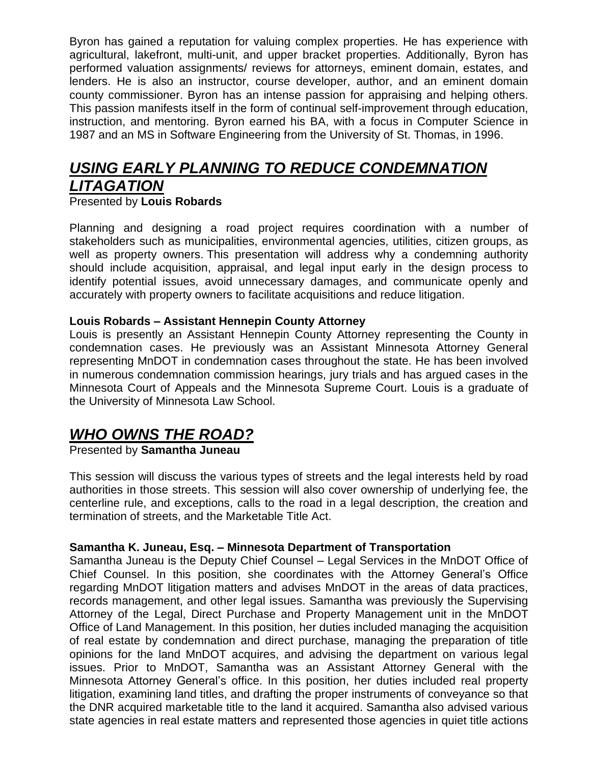Byron has gained a reputation for valuing complex properties. He has experience with agricultural, lakefront, multi-unit, and upper bracket properties. Additionally, Byron has performed valuation assignments/ reviews for attorneys, eminent domain, estates, and lenders. He is also an instructor, course developer, author, and an eminent domain county commissioner. Byron has an intense passion for appraising and helping others. This passion manifests itself in the form of continual self-improvement through education, instruction, and mentoring. Byron earned his BA, with a focus in Computer Science in 1987 and an MS in Software Engineering from the University of St. Thomas, in 1996.

## ***USING EARLY PLANNING TO REDUCE CONDEMNATION LITAGATION***

Presented by **Louis Robards**

Planning and designing a road project requires coordination with a number of stakeholders such as municipalities, environmental agencies, utilities, citizen groups, as well as property owners. This presentation will address why a condemning authority should include acquisition, appraisal, and legal input early in the design process to identify potential issues, avoid unnecessary damages, and communicate openly and accurately with property owners to facilitate acquisitions and reduce litigation.

**Louis Robards – Assistant Hennepin County Attorney**

Louis is presently an Assistant Hennepin County Attorney representing the County in condemnation cases. He previously was an Assistant Minnesota Attorney General representing MnDOT in condemnation cases throughout the state. He has been involved in numerous condemnation commission hearings, jury trials and has argued cases in the Minnesota Court of Appeals and the Minnesota Supreme Court. Louis is a graduate of the University of Minnesota Law School.

## ***WHO OWNS THE ROAD?***

Presented by **Samantha Juneau**

This session will discuss the various types of streets and the legal interests held by road authorities in those streets. This session will also cover ownership of underlying fee, the centerline rule, and exceptions, calls to the road in a legal description, the creation and termination of streets, and the Marketable Title Act.

**Samantha K. Juneau, Esq. – Minnesota Department of Transportation**

Samantha Juneau is the Deputy Chief Counsel – Legal Services in the MnDOT Office of Chief Counsel. In this position, she coordinates with the Attorney General's Office regarding MnDOT litigation matters and advises MnDOT in the areas of data practices, records management, and other legal issues. Samantha was previously the Supervising Attorney of the Legal, Direct Purchase and Property Management unit in the MnDOT Office of Land Management. In this position, her duties included managing the acquisition of real estate by condemnation and direct purchase, managing the preparation of title opinions for the land MnDOT acquires, and advising the department on various legal issues. Prior to MnDOT, Samantha was an Assistant Attorney General with the Minnesota Attorney General's office. In this position, her duties included real property litigation, examining land titles, and drafting the proper instruments of conveyance so that the DNR acquired marketable title to the land it acquired. Samantha also advised various state agencies in real estate matters and represented those agencies in quiet title actions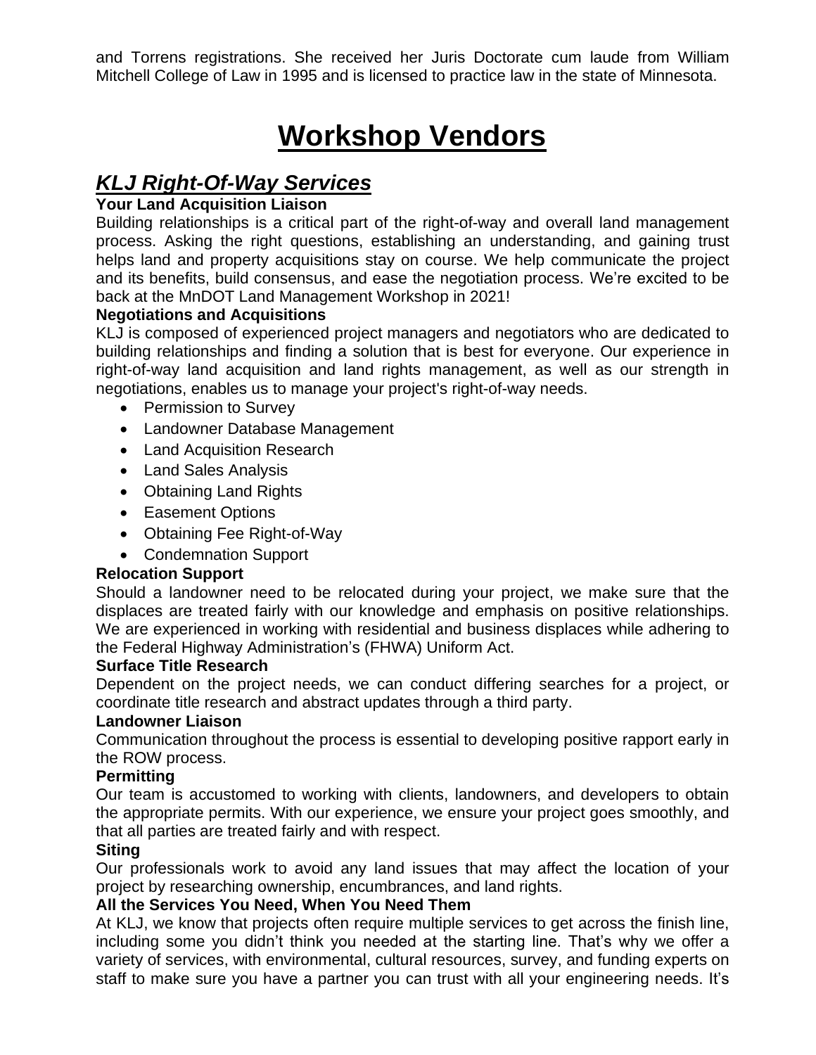and Torrens registrations. She received her Juris Doctorate cum laude from William Mitchell College of Law in 1995 and is licensed to practice law in the state of Minnesota.

# Workshop Vendors

## *KLJ Right-Of-Way Services*

**Your Land Acquisition Liaison**

Building relationships is a critical part of the right-of-way and overall land management process. Asking the right questions, establishing an understanding, and gaining trust helps land and property acquisitions stay on course. We help communicate the project and its benefits, build consensus, and ease the negotiation process. We're excited to be back at the MnDOT Land Management Workshop in 2021!

**Negotiations and Acquisitions**

KLJ is composed of experienced project managers and negotiators who are dedicated to building relationships and finding a solution that is best for everyone. Our experience in right-of-way land acquisition and land rights management, as well as our strength in negotiations, enables us to manage your project's right-of-way needs.

- Permission to Survey
- Landowner Database Management
- Land Acquisition Research
- Land Sales Analysis
- Obtaining Land Rights
- Easement Options
- Obtaining Fee Right-of-Way
- Condemnation Support

**Relocation Support**

Should a landowner need to be relocated during your project, we make sure that the displaces are treated fairly with our knowledge and emphasis on positive relationships. We are experienced in working with residential and business displaces while adhering to the Federal Highway Administration's (FHWA) Uniform Act.

**Surface Title Research**

Dependent on the project needs, we can conduct differing searches for a project, or coordinate title research and abstract updates through a third party.

**Landowner Liaison**

Communication throughout the process is essential to developing positive rapport early in the ROW process.

**Permitting**

Our team is accustomed to working with clients, landowners, and developers to obtain the appropriate permits. With our experience, we ensure your project goes smoothly, and that all parties are treated fairly and with respect.

**Siting**

Our professionals work to avoid any land issues that may affect the location of your project by researching ownership, encumbrances, and land rights.

**All the Services You Need, When You Need Them**

At KLJ, we know that projects often require multiple services to get across the finish line, including some you didn't think you needed at the starting line. That's why we offer a variety of services, with environmental, cultural resources, survey, and funding experts on staff to make sure you have a partner you can trust with all your engineering needs. It's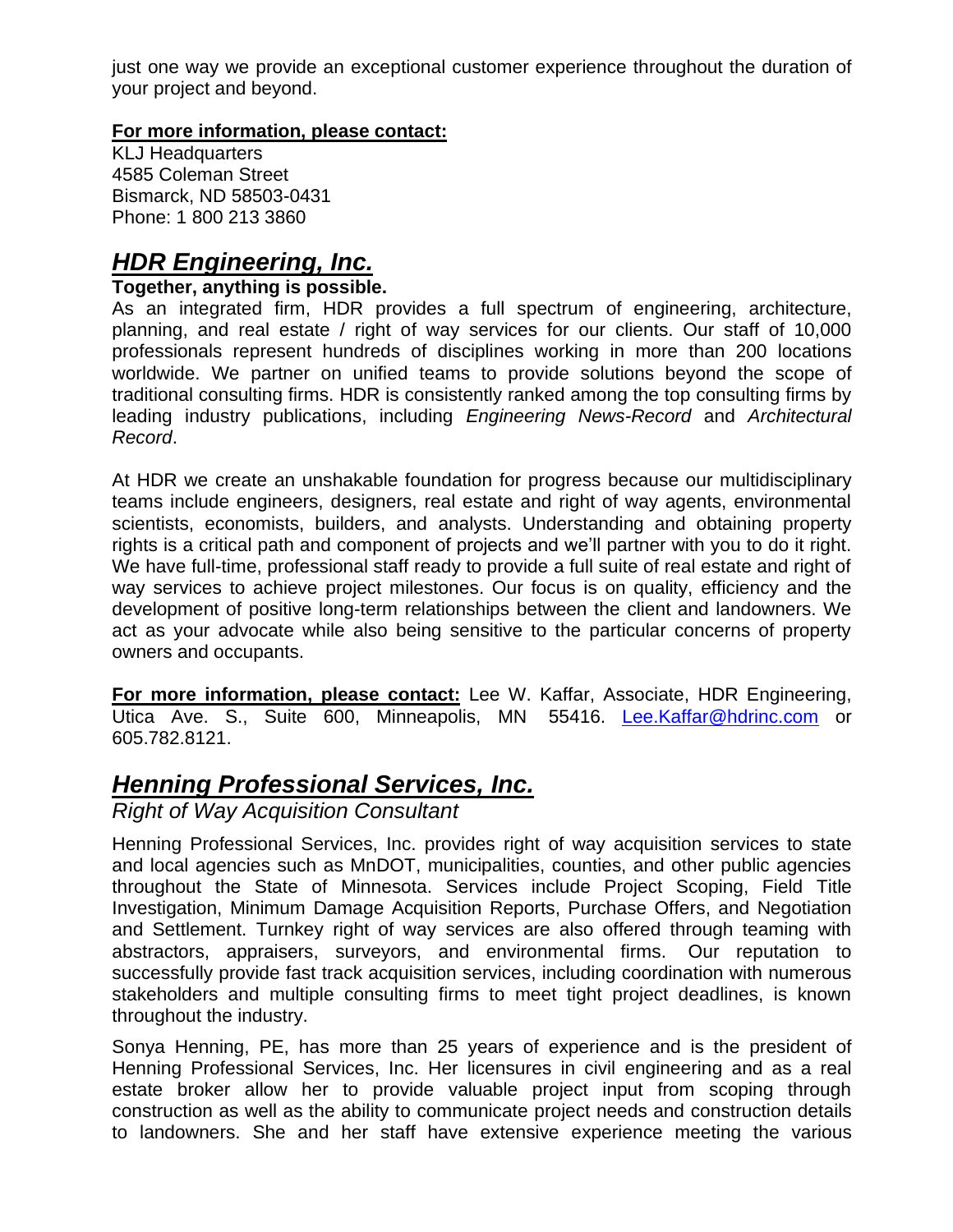just one way we provide an exceptional customer experience throughout the duration of your project and beyond.

**For more information, please contact:**
KLJ Headquarters
4585 Coleman Street
Bismarck, ND 58503-0431
Phone: 1 800 213 3860

## *HDR Engineering, Inc.*

**Together, anything is possible.**
As an integrated firm, HDR provides a full spectrum of engineering, architecture, planning, and real estate / right of way services for our clients. Our staff of 10,000 professionals represent hundreds of disciplines working in more than 200 locations worldwide. We partner on unified teams to provide solutions beyond the scope of traditional consulting firms. HDR is consistently ranked among the top consulting firms by leading industry publications, including *Engineering News-Record* and *Architectural Record*.

At HDR we create an unshakable foundation for progress because our multidisciplinary teams include engineers, designers, real estate and right of way agents, environmental scientists, economists, builders, and analysts. Understanding and obtaining property rights is a critical path and component of projects and we'll partner with you to do it right. We have full-time, professional staff ready to provide a full suite of real estate and right of way services to achieve project milestones. Our focus is on quality, efficiency and the development of positive long-term relationships between the client and landowners. We act as your advocate while also being sensitive to the particular concerns of property owners and occupants.

**For more information, please contact:** Lee W. Kaffar, Associate, HDR Engineering, Utica Ave. S., Suite 600, Minneapolis, MN 55416. Lee.Kaffar@hdrinc.com or 605.782.8121.

## *Henning Professional Services, Inc.*

*Right of Way Acquisition Consultant*

Henning Professional Services, Inc. provides right of way acquisition services to state and local agencies such as MnDOT, municipalities, counties, and other public agencies throughout the State of Minnesota. Services include Project Scoping, Field Title Investigation, Minimum Damage Acquisition Reports, Purchase Offers, and Negotiation and Settlement. Turnkey right of way services are also offered through teaming with abstractors, appraisers, surveyors, and environmental firms. Our reputation to successfully provide fast track acquisition services, including coordination with numerous stakeholders and multiple consulting firms to meet tight project deadlines, is known throughout the industry.

Sonya Henning, PE, has more than 25 years of experience and is the president of Henning Professional Services, Inc. Her licensures in civil engineering and as a real estate broker allow her to provide valuable project input from scoping through construction as well as the ability to communicate project needs and construction details to landowners. She and her staff have extensive experience meeting the various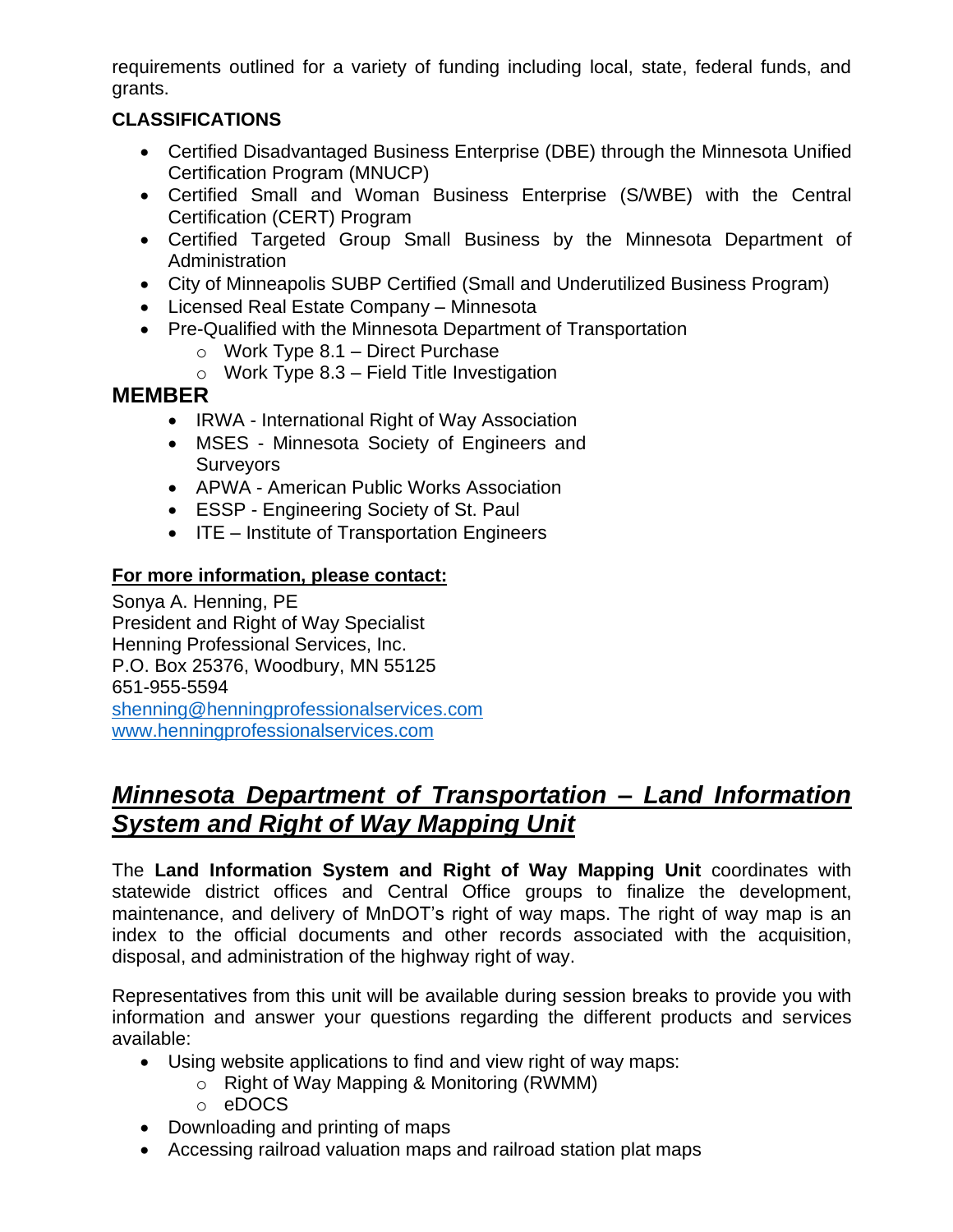requirements outlined for a variety of funding including local, state, federal funds, and grants.

**CLASSIFICATIONS**

- Certified Disadvantaged Business Enterprise (DBE) through the Minnesota Unified Certification Program (MNUCP)
- Certified Small and Woman Business Enterprise (S/WBE) with the Central Certification (CERT) Program
- Certified Targeted Group Small Business by the Minnesota Department of Administration
- City of Minneapolis SUBP Certified (Small and Underutilized Business Program)
- Licensed Real Estate Company – Minnesota
- Pre-Qualified with the Minnesota Department of Transportation
  - Work Type 8.1 – Direct Purchase
  - Work Type 8.3 – Field Title Investigation

**MEMBER**

- IRWA - International Right of Way Association
- MSES - Minnesota Society of Engineers and Surveyors
- APWA - American Public Works Association
- ESSP - Engineering Society of St. Paul
- ITE – Institute of Transportation Engineers

**For more information, please contact:**

Sonya A. Henning, PE
President and Right of Way Specialist
Henning Professional Services, Inc.
P.O. Box 25376, Woodbury, MN 55125
651-955-5594
shenning@henningprofessionalservices.com
www.henningprofessionalservices.com

## *Minnesota Department of Transportation – Land Information System and Right of Way Mapping Unit*

The **Land Information System and Right of Way Mapping Unit** coordinates with statewide district offices and Central Office groups to finalize the development, maintenance, and delivery of MnDOT's right of way maps. The right of way map is an index to the official documents and other records associated with the acquisition, disposal, and administration of the highway right of way.

Representatives from this unit will be available during session breaks to provide you with information and answer your questions regarding the different products and services available:

- Using website applications to find and view right of way maps:
  - Right of Way Mapping & Monitoring (RWMM)
  - eDOCS
- Downloading and printing of maps
- Accessing railroad valuation maps and railroad station plat maps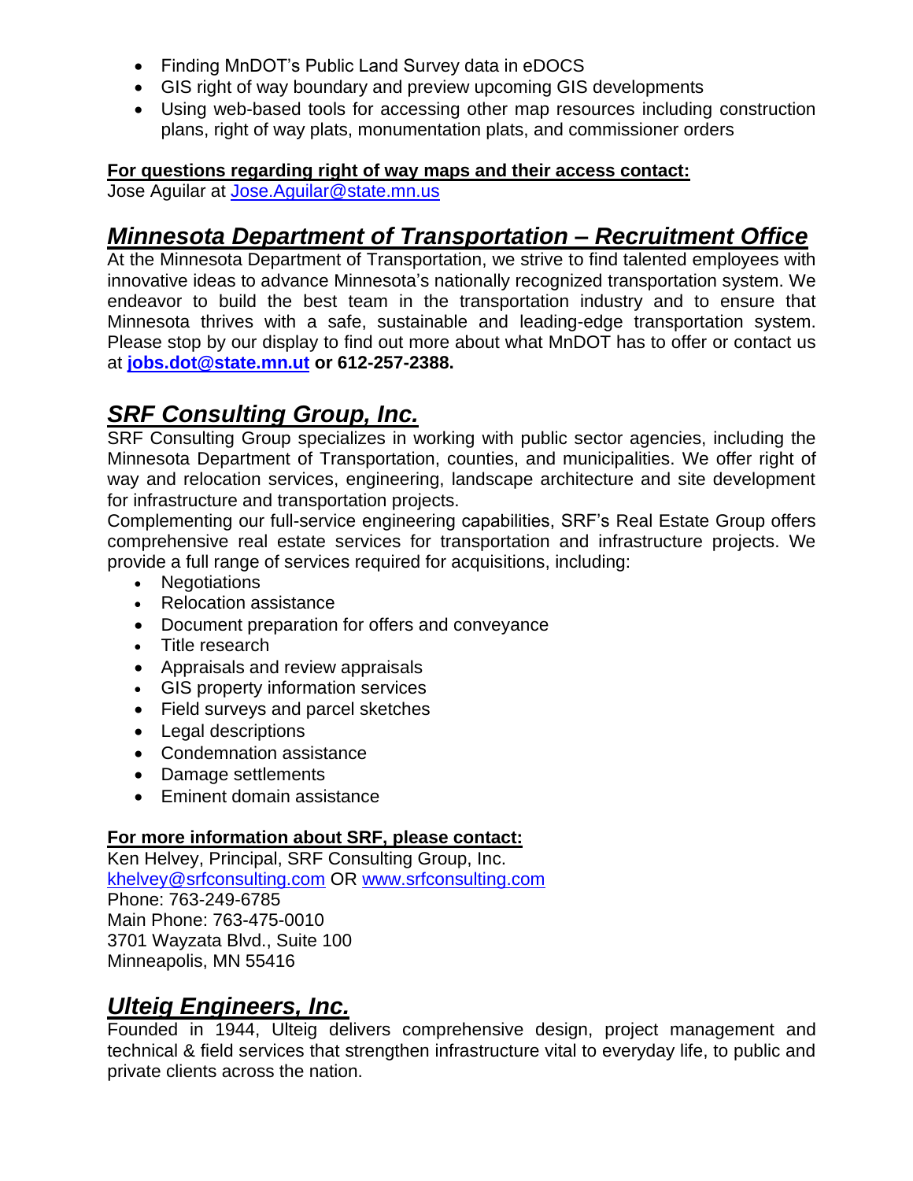- Finding MnDOT's Public Land Survey data in eDOCS
- GIS right of way boundary and preview upcoming GIS developments
- Using web-based tools for accessing other map resources including construction plans, right of way plats, monumentation plats, and commissioner orders

**For questions regarding right of way maps and their access contact:**
Jose Aguilar at Jose.Aguilar@state.mn.us

## *Minnesota Department of Transportation – Recruitment Office*

At the Minnesota Department of Transportation, we strive to find talented employees with innovative ideas to advance Minnesota's nationally recognized transportation system. We endeavor to build the best team in the transportation industry and to ensure that Minnesota thrives with a safe, sustainable and leading-edge transportation system. Please stop by our display to find out more about what MnDOT has to offer or contact us at **jobs.dot@state.mn.ut or 612-257-2388.**

## *SRF Consulting Group, Inc.*

SRF Consulting Group specializes in working with public sector agencies, including the Minnesota Department of Transportation, counties, and municipalities. We offer right of way and relocation services, engineering, landscape architecture and site development for infrastructure and transportation projects.
Complementing our full-service engineering capabilities, SRF's Real Estate Group offers comprehensive real estate services for transportation and infrastructure projects. We provide a full range of services required for acquisitions, including:

- Negotiations
- Relocation assistance
- Document preparation for offers and conveyance
- Title research
- Appraisals and review appraisals
- GIS property information services
- Field surveys and parcel sketches
- Legal descriptions
- Condemnation assistance
- Damage settlements
- Eminent domain assistance

**For more information about SRF, please contact:**
Ken Helvey, Principal, SRF Consulting Group, Inc.
khelvey@srfconsulting.com OR www.srfconsulting.com
Phone: 763-249-6785
Main Phone: 763-475-0010
3701 Wayzata Blvd., Suite 100
Minneapolis, MN 55416

## *Ulteig Engineers, Inc.*

Founded in 1944, Ulteig delivers comprehensive design, project management and technical & field services that strengthen infrastructure vital to everyday life, to public and private clients across the nation.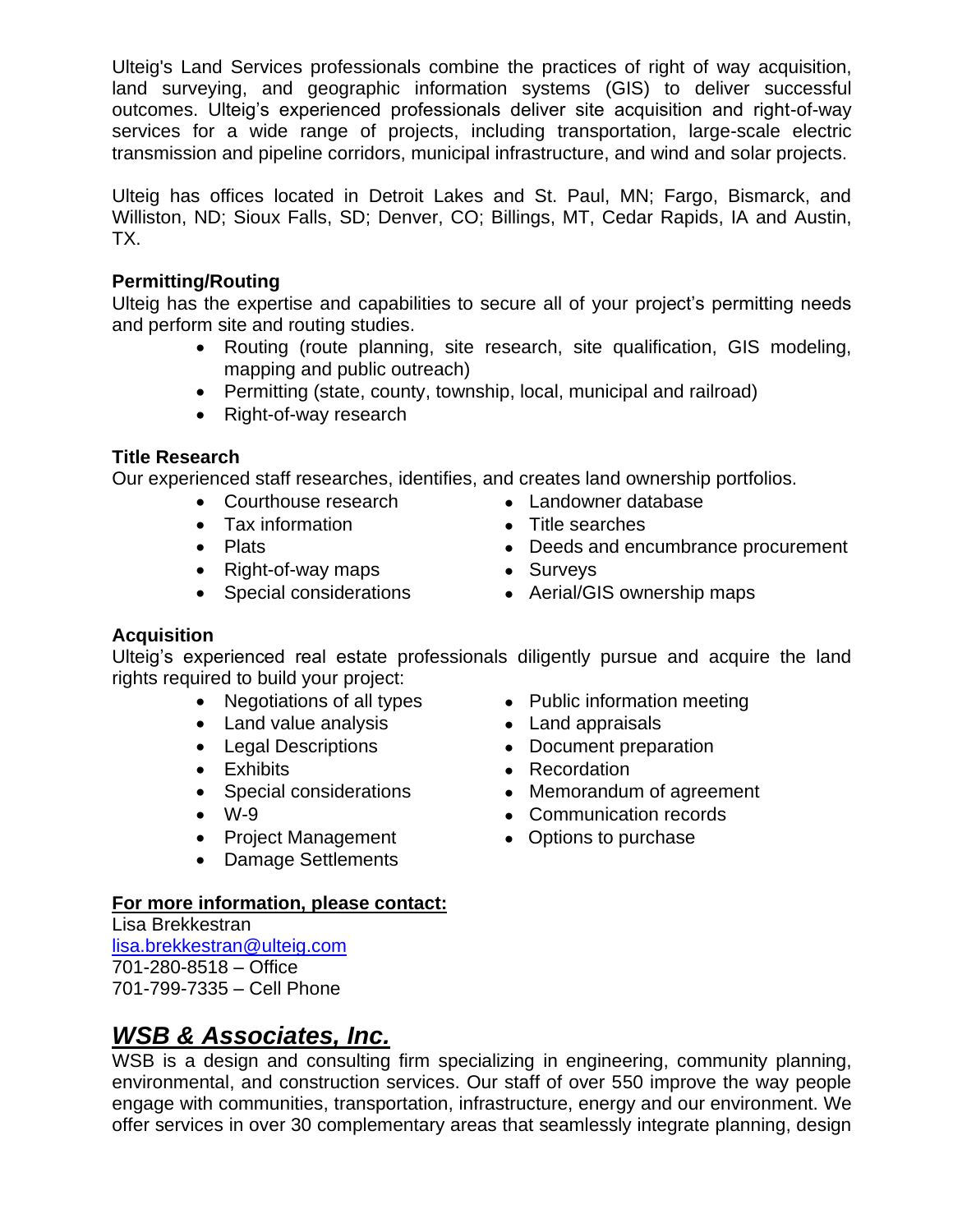Ulteig's Land Services professionals combine the practices of right of way acquisition, land surveying, and geographic information systems (GIS) to deliver successful outcomes. Ulteig's experienced professionals deliver site acquisition and right-of-way services for a wide range of projects, including transportation, large-scale electric transmission and pipeline corridors, municipal infrastructure, and wind and solar projects.

Ulteig has offices located in Detroit Lakes and St. Paul, MN; Fargo, Bismarck, and Williston, ND; Sioux Falls, SD; Denver, CO; Billings, MT, Cedar Rapids, IA and Austin, TX.

**Permitting/Routing**

Ulteig has the expertise and capabilities to secure all of your project's permitting needs and perform site and routing studies.

- Routing (route planning, site research, site qualification, GIS modeling, mapping and public outreach)
- Permitting (state, county, township, local, municipal and railroad)
- Right-of-way research

**Title Research**

Our experienced staff researches, identifies, and creates land ownership portfolios.

- Courthouse research
- Tax information
- Plats
- Right-of-way maps
- Special considerations
- Landowner database
- Title searches
- Deeds and encumbrance procurement
- Surveys
- Aerial/GIS ownership maps

**Acquisition**

Ulteig's experienced real estate professionals diligently pursue and acquire the land rights required to build your project:

- Negotiations of all types
- Land value analysis
- Legal Descriptions
- Exhibits
- Special considerations
- W-9
- Project Management
- Damage Settlements
- Public information meeting
- Land appraisals
- Document preparation
- Recordation
- Memorandum of agreement
- Communication records
- Options to purchase

**For more information, please contact:**

Lisa Brekkestran
lisa.brekkestran@ulteig.com
701-280-8518 – Office
701-799-7335 – Cell Phone

## ***WSB & Associates, Inc.***

WSB is a design and consulting firm specializing in engineering, community planning, environmental, and construction services. Our staff of over 550 improve the way people engage with communities, transportation, infrastructure, energy and our environment. We offer services in over 30 complementary areas that seamlessly integrate planning, design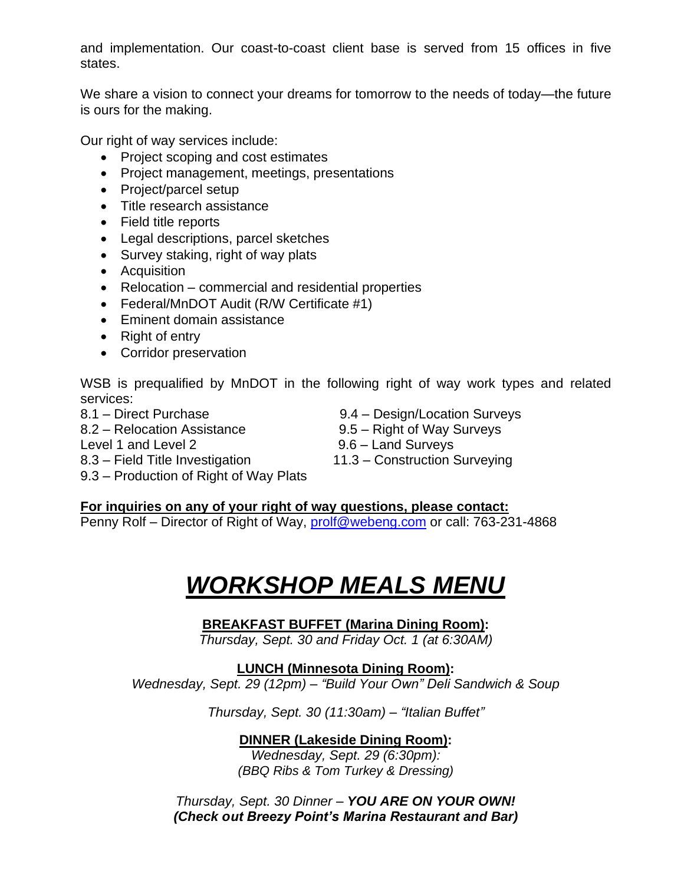and implementation. Our coast-to-coast client base is served from 15 offices in five states.

We share a vision to connect your dreams for tomorrow to the needs of today—the future is ours for the making.

Our right of way services include:

- Project scoping and cost estimates
- Project management, meetings, presentations
- Project/parcel setup
- Title research assistance
- Field title reports
- Legal descriptions, parcel sketches
- Survey staking, right of way plats
- Acquisition
- Relocation – commercial and residential properties
- Federal/MnDOT Audit (R/W Certificate #1)
- Eminent domain assistance
- Right of entry
- Corridor preservation

WSB is prequalified by MnDOT in the following right of way work types and related services:

8.1 – Direct Purchase
8.2 – Relocation Assistance Level 1 and Level 2
8.3 – Field Title Investigation
9.3 – Production of Right of Way Plats
9.4 – Design/Location Surveys
9.5 – Right of Way Surveys
9.6 – Land Surveys
11.3 – Construction Surveying

**For inquiries on any of your right of way questions, please contact:**
Penny Rolf – Director of Right of Way, prolf@webeng.com or call: 763-231-4868

# *WORKSHOP MEALS MENU*

**BREAKFAST BUFFET (Marina Dining Room):**
*Thursday, Sept. 30 and Friday Oct. 1 (at 6:30AM)*

**LUNCH (Minnesota Dining Room):**
*Wednesday, Sept. 29 (12pm) – "Build Your Own" Deli Sandwich & Soup*

*Thursday, Sept. 30 (11:30am) – "Italian Buffet"*

**DINNER (Lakeside Dining Room):**
*Wednesday, Sept. 29 (6:30pm):*
*(BBQ Ribs & Tom Turkey & Dressing)*

*Thursday, Sept. 30 Dinner –* ***YOU ARE ON YOUR OWN!***
***(Check out Breezy Point's Marina Restaurant and Bar)***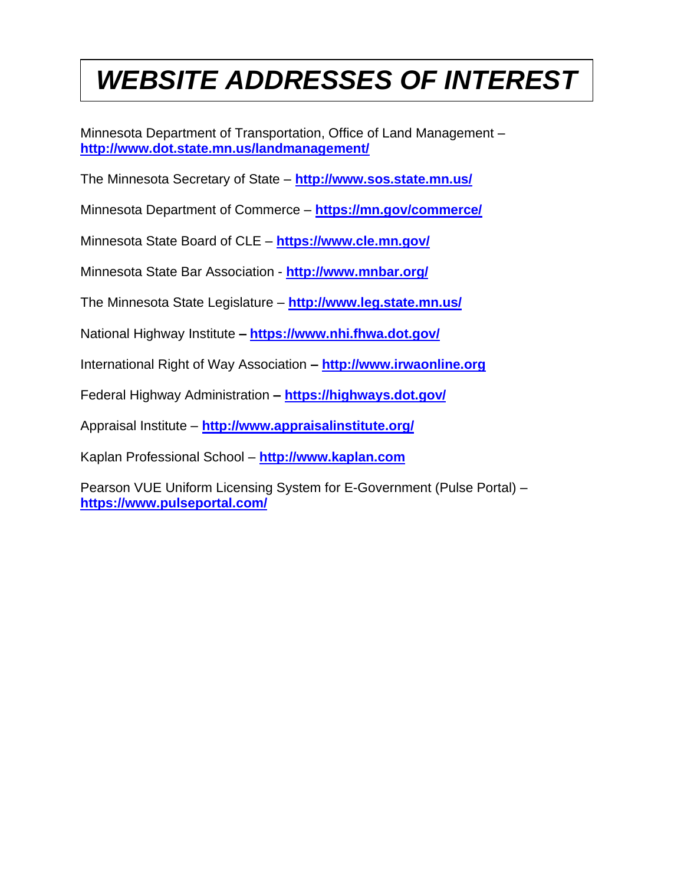# *WEBSITE ADDRESSES OF INTEREST*

Minnesota Department of Transportation, Office of Land Management – **http://www.dot.state.mn.us/landmanagement/**

The Minnesota Secretary of State – **http://www.sos.state.mn.us/**

Minnesota Department of Commerce – **https://mn.gov/commerce/**

Minnesota State Board of CLE – **https://www.cle.mn.gov/**

Minnesota State Bar Association - **http://www.mnbar.org/**

The Minnesota State Legislature – **http://www.leg.state.mn.us/**

National Highway Institute **–** **https://www.nhi.fhwa.dot.gov/**

International Right of Way Association **–** **http://www.irwaonline.org**

Federal Highway Administration **–** **https://highways.dot.gov/**

Appraisal Institute – **http://www.appraisalinstitute.org/**

Kaplan Professional School – **http://www.kaplan.com**

Pearson VUE Uniform Licensing System for E-Government (Pulse Portal) – **https://www.pulseportal.com/**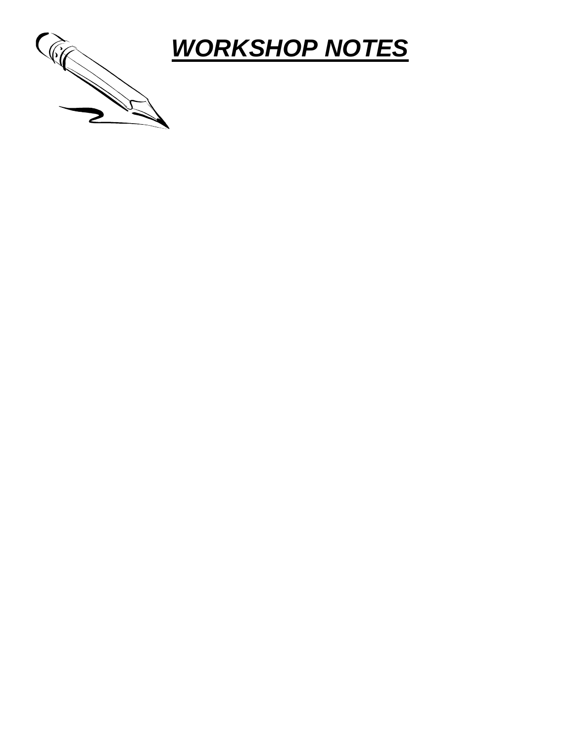# ***WORKSHOP NOTES***